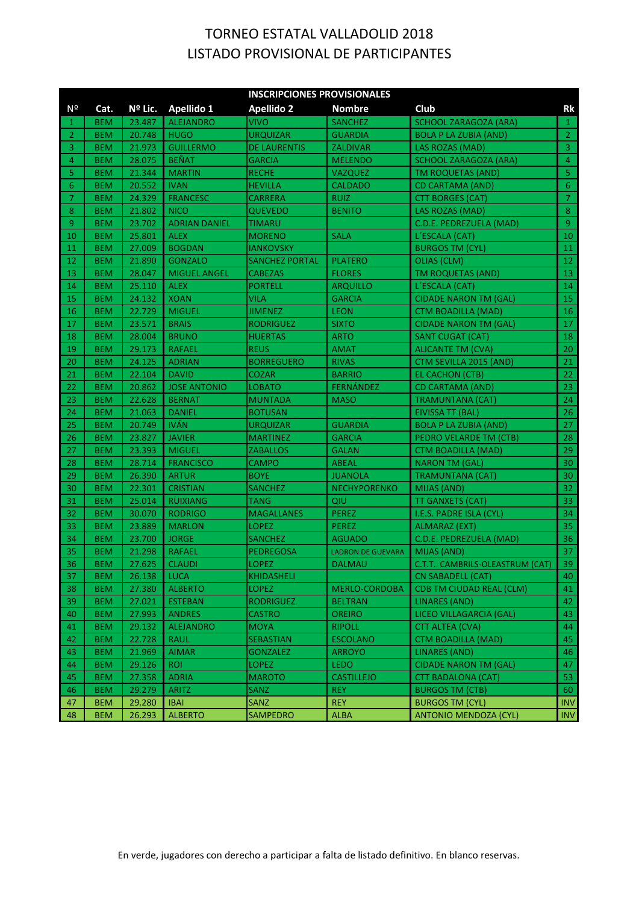# TORNEO ESTATAL VALLADOLID 2018
## LISTADO PROVISIONAL DE PARTICIPANTES

| INSCRIPCIONES PROVISIONALES | | | | | | | |
|---|---|---|---|---|---|---|---|
| Nº | Cat. | Nº Lic. | Apellido 1 | Apellido 2 | Nombre | Club | Rk |
| 1 | BEM | 23.487 | ALEJANDRO | VIVO | SANCHEZ | SCHOOL ZARAGOZA (ARA) | 1 |
| 2 | BEM | 20.748 | HUGO | URQUIZAR | GUARDIA | BOLA P LA ZUBIA (AND) | 2 |
| 3 | BEM | 21.973 | GUILLERMO | DE LAURENTIS | ZALDIVAR | LAS ROZAS (MAD) | 3 |
| 4 | BEM | 28.075 | BEÑAT | GARCIA | MELENDO | SCHOOL ZARAGOZA (ARA) | 4 |
| 5 | BEM | 21.344 | MARTIN | RECHE | VAZQUEZ | TM ROQUETAS (AND) | 5 |
| 6 | BEM | 20.552 | IVAN | HEVILLA | CALDADO | CD CARTAMA (AND) | 6 |
| 7 | BEM | 24.329 | FRANCESC | CARRERA | RUIZ | CTT BORGES (CAT) | 7 |
| 8 | BEM | 21.802 | NICO | QUEVEDO | BENITO | LAS ROZAS (MAD) | 8 |
| 9 | BEM | 23.702 | ADRIAN DANIEL | TIMARU | | C.D.E. PEDREZUELA (MAD) | 9 |
| 10 | BEM | 25.801 | ALEX | MORENO | SALA | L´ESCALA (CAT) | 10 |
| 11 | BEM | 27.009 | BOGDAN | IANKOVSKY | | BURGOS TM (CYL) | 11 |
| 12 | BEM | 21.890 | GONZALO | SANCHEZ PORTAL | PLATERO | OLIAS (CLM) | 12 |
| 13 | BEM | 28.047 | MIGUEL ANGEL | CABEZAS | FLORES | TM ROQUETAS (AND) | 13 |
| 14 | BEM | 25.110 | ALEX | PORTELL | ARQUILLO | L´ESCALA (CAT) | 14 |
| 15 | BEM | 24.132 | XOAN | VILA | GARCIA | CIDADE NARON TM (GAL) | 15 |
| 16 | BEM | 22.729 | MIGUEL | JIMENEZ | LEON | CTM BOADILLA (MAD) | 16 |
| 17 | BEM | 23.571 | BRAIS | RODRIGUEZ | SIXTO | CIDADE NARON TM (GAL) | 17 |
| 18 | BEM | 28.004 | BRUNO | HUERTAS | ARTO | SANT CUGAT (CAT) | 18 |
| 19 | BEM | 29.173 | RAFAEL | REUS | AMAT | ALICANTE TM (CVA) | 20 |
| 20 | BEM | 24.125 | ADRIAN | BORREGUERO | RIVAS | CTM SEVILLA 2015 (AND) | 21 |
| 21 | BEM | 22.104 | DAVID | COZAR | BARRIO | EL CACHON (CTB) | 22 |
| 22 | BEM | 20.862 | JOSE ANTONIO | LOBATO | FERNÁNDEZ | CD CARTAMA (AND) | 23 |
| 23 | BEM | 22.628 | BERNAT | MUNTADA | MASO | TRAMUNTANA (CAT) | 24 |
| 24 | BEM | 21.063 | DANIEL | BOTUSAN | | EIVISSA TT (BAL) | 26 |
| 25 | BEM | 20.749 | IVÁN | URQUIZAR | GUARDIA | BOLA P LA ZUBIA (AND) | 27 |
| 26 | BEM | 23.827 | JAVIER | MARTINEZ | GARCIA | PEDRO VELARDE TM (CTB) | 28 |
| 27 | BEM | 23.393 | MIGUEL | ZABALLOS | GALAN | CTM BOADILLA (MAD) | 29 |
| 28 | BEM | 28.714 | FRANCISCO | CAMPO | ABEAL | NARON TM (GAL) | 30 |
| 29 | BEM | 26.390 | ARTUR | BOYE | JUANOLA | TRAMUNTANA (CAT) | 30 |
| 30 | BEM | 22.301 | CRISTIAN | SANCHEZ | NECHYPORENKO | MIJAS (AND) | 32 |
| 31 | BEM | 25.014 | RUIXIANG | TANG | QIU | TT GANXETS (CAT) | 33 |
| 32 | BEM | 30.070 | RODRIGO | MAGALLANES | PEREZ | I.E.S. PADRE ISLA (CYL) | 34 |
| 33 | BEM | 23.889 | MARLON | LOPEZ | PEREZ | ALMARAZ (EXT) | 35 |
| 34 | BEM | 23.700 | JORGE | SANCHEZ | AGUADO | C.D.E. PEDREZUELA (MAD) | 36 |
| 35 | BEM | 21.298 | RAFAEL | PEDREGOSA | LADRON DE GUEVARA | MIJAS (AND) | 37 |
| 36 | BEM | 27.625 | CLAUDI | LOPEZ | DALMAU | C.T.T. CAMBRILS-OLEASTRUM (CAT) | 39 |
| 37 | BEM | 26.138 | LUCA | KHIDASHELI | | CN SABADELL (CAT) | 40 |
| 38 | BEM | 27.380 | ALBERTO | LOPEZ | MERLO-CORDOBA | CDB TM CIUDAD REAL (CLM) | 41 |
| 39 | BEM | 27.021 | ESTEBAN | RODRIGUEZ | BELTRAN | LINARES (AND) | 42 |
| 40 | BEM | 27.993 | ANDRES | CASTRO | OREIRO | LICEO VILLAGARCIA (GAL) | 43 |
| 41 | BEM | 29.132 | ALEJANDRO | MOYA | RIPOLL | CTT ALTEA (CVA) | 44 |
| 42 | BEM | 22.728 | RAUL | SEBASTIAN | ESCOLANO | CTM BOADILLA (MAD) | 45 |
| 43 | BEM | 21.969 | AIMAR | GONZALEZ | ARROYO | LINARES (AND) | 46 |
| 44 | BEM | 29.126 | ROI | LOPEZ | LEDO | CIDADE NARON TM (GAL) | 47 |
| 45 | BEM | 27.358 | ADRIA | MAROTO | CASTILLEJO | CTT BADALONA (CAT) | 53 |
| 46 | BEM | 29.279 | ARITZ | SANZ | REY | BURGOS TM (CTB) | 60 |
| 47 | BEM | 29.280 | IBAI | SANZ | REY | BURGOS TM (CYL) | INV |
| 48 | BEM | 26.293 | ALBERTO | SAMPEDRO | ALBA | ANTONIO MENDOZA (CYL) | INV |

En verde, jugadores con derecho a participar a falta de listado definitivo. En blanco reservas.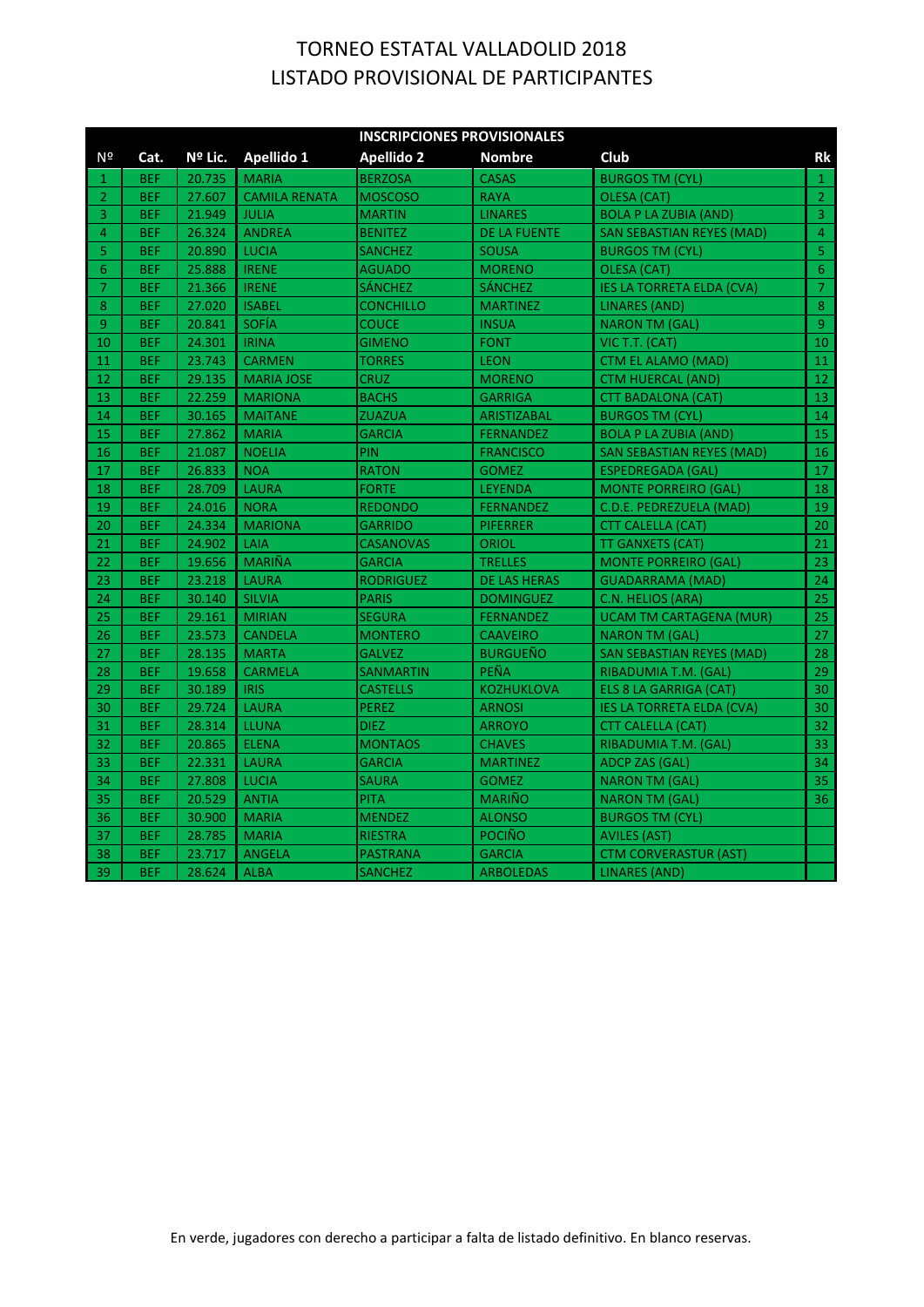# TORNEO ESTATAL VALLADOLID 2018
# LISTADO PROVISIONAL DE PARTICIPANTES

| INSCRIPCIONES PROVISIONALES | | | | | | | |
|---|---|---|---|---|---|---|---|
| Nº | Cat. | Nº Lic. | Apellido 1 | Apellido 2 | Nombre | Club | Rk |
| 1 | BEF | 20.735 | MARIA | BERZOSA | CASAS | BURGOS TM (CYL) | 1 |
| 2 | BEF | 27.607 | CAMILA RENATA | MOSCOSO | RAYA | OLESA (CAT) | 2 |
| 3 | BEF | 21.949 | JULIA | MARTIN | LINARES | BOLA P LA ZUBIA (AND) | 3 |
| 4 | BEF | 26.324 | ANDREA | BENITEZ | DE LA FUENTE | SAN SEBASTIAN REYES (MAD) | 4 |
| 5 | BEF | 20.890 | LUCIA | SANCHEZ | SOUSA | BURGOS TM (CYL) | 5 |
| 6 | BEF | 25.888 | IRENE | AGUADO | MORENO | OLESA (CAT) | 6 |
| 7 | BEF | 21.366 | IRENE | SÁNCHEZ | SÁNCHEZ | IES LA TORRETA ELDA (CVA) | 7 |
| 8 | BEF | 27.020 | ISABEL | CONCHILLO | MARTINEZ | LINARES (AND) | 8 |
| 9 | BEF | 20.841 | SOFÍA | COUCE | INSUA | NARON TM (GAL) | 9 |
| 10 | BEF | 24.301 | IRINA | GIMENO | FONT | VIC T.T. (CAT) | 10 |
| 11 | BEF | 23.743 | CARMEN | TORRES | LEON | CTM EL ALAMO (MAD) | 11 |
| 12 | BEF | 29.135 | MARIA JOSE | CRUZ | MORENO | CTM HUERCAL (AND) | 12 |
| 13 | BEF | 22.259 | MARIONA | BACHS | GARRIGA | CTT BADALONA (CAT) | 13 |
| 14 | BEF | 30.165 | MAITANE | ZUAZUA | ARISTIZABAL | BURGOS TM (CYL) | 14 |
| 15 | BEF | 27.862 | MARIA | GARCIA | FERNANDEZ | BOLA P LA ZUBIA (AND) | 15 |
| 16 | BEF | 21.087 | NOELIA | PIN | FRANCISCO | SAN SEBASTIAN REYES (MAD) | 16 |
| 17 | BEF | 26.833 | NOA | RATON | GOMEZ | ESPEDREGADA (GAL) | 17 |
| 18 | BEF | 28.709 | LAURA | FORTE | LEYENDA | MONTE PORREIRO (GAL) | 18 |
| 19 | BEF | 24.016 | NORA | REDONDO | FERNANDEZ | C.D.E. PEDREZUELA (MAD) | 19 |
| 20 | BEF | 24.334 | MARIONA | GARRIDO | PIFERRER | CTT CALELLA (CAT) | 20 |
| 21 | BEF | 24.902 | LAIA | CASANOVAS | ORIOL | TT GANXETS (CAT) | 21 |
| 22 | BEF | 19.656 | MARIÑA | GARCIA | TRELLES | MONTE PORREIRO (GAL) | 23 |
| 23 | BEF | 23.218 | LAURA | RODRIGUEZ | DE LAS HERAS | GUADARRAMA (MAD) | 24 |
| 24 | BEF | 30.140 | SILVIA | PARIS | DOMINGUEZ | C.N. HELIOS (ARA) | 25 |
| 25 | BEF | 29.161 | MIRIAN | SEGURA | FERNANDEZ | UCAM TM CARTAGENA (MUR) | 25 |
| 26 | BEF | 23.573 | CANDELA | MONTERO | CAAVEIRO | NARON TM (GAL) | 27 |
| 27 | BEF | 28.135 | MARTA | GALVEZ | BURGUEÑO | SAN SEBASTIAN REYES (MAD) | 28 |
| 28 | BEF | 19.658 | CARMELA | SANMARTIN | PEÑA | RIBADUMIA T.M. (GAL) | 29 |
| 29 | BEF | 30.189 | IRIS | CASTELLS | KOZHUKLOVA | ELS 8 LA GARRIGA (CAT) | 30 |
| 30 | BEF | 29.724 | LAURA | PEREZ | ARNOSI | IES LA TORRETA ELDA (CVA) | 30 |
| 31 | BEF | 28.314 | LLUNA | DIEZ | ARROYO | CTT CALELLA (CAT) | 32 |
| 32 | BEF | 20.865 | ELENA | MONTAOS | CHAVES | RIBADUMIA T.M. (GAL) | 33 |
| 33 | BEF | 22.331 | LAURA | GARCIA | MARTINEZ | ADCP ZAS (GAL) | 34 |
| 34 | BEF | 27.808 | LUCIA | SAURA | GOMEZ | NARON TM (GAL) | 35 |
| 35 | BEF | 20.529 | ANTIA | PITA | MARIÑO | NARON TM (GAL) | 36 |
| 36 | BEF | 30.900 | MARIA | MENDEZ | ALONSO | BURGOS TM (CYL) | |
| 37 | BEF | 28.785 | MARIA | RIESTRA | POCIÑO | AVILES (AST) | |
| 38 | BEF | 23.717 | ANGELA | PASTRANA | GARCIA | CTM CORVERASTUR (AST) | |
| 39 | BEF | 28.624 | ALBA | SANCHEZ | ARBOLEDAS | LINARES (AND) | |

En verde, jugadores con derecho a participar a falta de listado definitivo. En blanco reservas.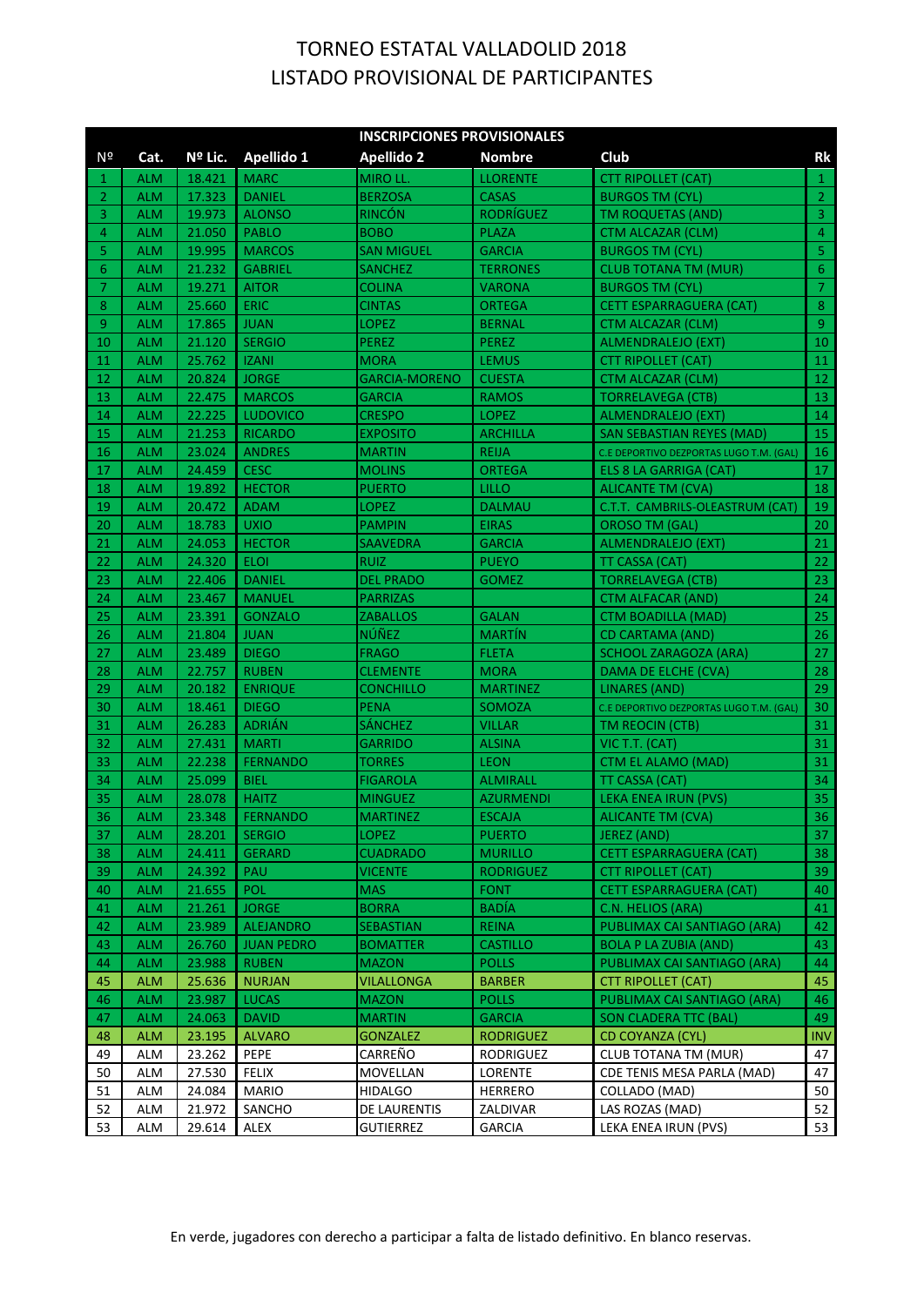# TORNEO ESTATAL VALLADOLID 2018
# LISTADO PROVISIONAL DE PARTICIPANTES

| INSCRIPCIONES PROVISIONALES | | | | | | | |
|---|---|---|---|---|---|---|---|
| Nº | Cat. | Nº Lic. | Apellido 1 | Apellido 2 | Nombre | Club | Rk |
| 1 | ALM | 18.421 | MARC | MIRO LL. | LLORENTE | CTT RIPOLLET (CAT) | 1 |
| 2 | ALM | 17.323 | DANIEL | BERZOSA | CASAS | BURGOS TM (CYL) | 2 |
| 3 | ALM | 19.973 | ALONSO | RINCÓN | RODRÍGUEZ | TM ROQUETAS (AND) | 3 |
| 4 | ALM | 21.050 | PABLO | BOBO | PLAZA | CTM ALCAZAR (CLM) | 4 |
| 5 | ALM | 19.995 | MARCOS | SAN MIGUEL | GARCIA | BURGOS TM (CYL) | 5 |
| 6 | ALM | 21.232 | GABRIEL | SANCHEZ | TERRONES | CLUB TOTANA TM (MUR) | 6 |
| 7 | ALM | 19.271 | AITOR | COLINA | VARONA | BURGOS TM (CYL) | 7 |
| 8 | ALM | 25.660 | ERIC | CINTAS | ORTEGA | CETT ESPARRAGUERA (CAT) | 8 |
| 9 | ALM | 17.865 | JUAN | LOPEZ | BERNAL | CTM ALCAZAR (CLM) | 9 |
| 10 | ALM | 21.120 | SERGIO | PEREZ | PEREZ | ALMENDRALEJO (EXT) | 10 |
| 11 | ALM | 25.762 | IZANI | MORA | LEMUS | CTT RIPOLLET (CAT) | 11 |
| 12 | ALM | 20.824 | JORGE | GARCIA-MORENO | CUESTA | CTM ALCAZAR (CLM) | 12 |
| 13 | ALM | 22.475 | MARCOS | GARCIA | RAMOS | TORRELAVEGA (CTB) | 13 |
| 14 | ALM | 22.225 | LUDOVICO | CRESPO | LOPEZ | ALMENDRALEJO (EXT) | 14 |
| 15 | ALM | 21.253 | RICARDO | EXPOSITO | ARCHILLA | SAN SEBASTIAN REYES (MAD) | 15 |
| 16 | ALM | 23.024 | ANDRES | MARTIN | REIJA | C.E DEPORTIVO DEZPORTAS LUGO T.M. (GAL) | 16 |
| 17 | ALM | 24.459 | CESC | MOLINS | ORTEGA | ELS 8 LA GARRIGA (CAT) | 17 |
| 18 | ALM | 19.892 | HECTOR | PUERTO | LILLO | ALICANTE TM (CVA) | 18 |
| 19 | ALM | 20.472 | ADAM | LOPEZ | DALMAU | C.T.T. CAMBRILS-OLEASTRUM (CAT) | 19 |
| 20 | ALM | 18.783 | UXIO | PAMPIN | EIRAS | OROSO TM (GAL) | 20 |
| 21 | ALM | 24.053 | HECTOR | SAAVEDRA | GARCIA | ALMENDRALEJO (EXT) | 21 |
| 22 | ALM | 24.320 | ELOI | RUIZ | PUEYO | TT CASSA (CAT) | 22 |
| 23 | ALM | 22.406 | DANIEL | DEL PRADO | GOMEZ | TORRELAVEGA (CTB) | 23 |
| 24 | ALM | 23.467 | MANUEL | PARRIZAS | | CTM ALFACAR (AND) | 24 |
| 25 | ALM | 23.391 | GONZALO | ZABALLOS | GALAN | CTM BOADILLA (MAD) | 25 |
| 26 | ALM | 21.804 | JUAN | NÚÑEZ | MARTÍN | CD CARTAMA (AND) | 26 |
| 27 | ALM | 23.489 | DIEGO | FRAGO | FLETA | SCHOOL ZARAGOZA (ARA) | 27 |
| 28 | ALM | 22.757 | RUBEN | CLEMENTE | MORA | DAMA DE ELCHE (CVA) | 28 |
| 29 | ALM | 20.182 | ENRIQUE | CONCHILLO | MARTINEZ | LINARES (AND) | 29 |
| 30 | ALM | 18.461 | DIEGO | PENA | SOMOZA | C.E DEPORTIVO DEZPORTAS LUGO T.M. (GAL) | 30 |
| 31 | ALM | 26.283 | ADRIÁN | SÁNCHEZ | VILLAR | TM REOCIN (CTB) | 31 |
| 32 | ALM | 27.431 | MARTI | GARRIDO | ALSINA | VIC T.T. (CAT) | 31 |
| 33 | ALM | 22.238 | FERNANDO | TORRES | LEON | CTM EL ALAMO (MAD) | 31 |
| 34 | ALM | 25.099 | BIEL | FIGAROLA | ALMIRALL | TT CASSA (CAT) | 34 |
| 35 | ALM | 28.078 | HAITZ | MINGUEZ | AZURMENDI | LEKA ENEA IRUN (PVS) | 35 |
| 36 | ALM | 23.348 | FERNANDO | MARTINEZ | ESCAJA | ALICANTE TM (CVA) | 36 |
| 37 | ALM | 28.201 | SERGIO | LOPEZ | PUERTO | JEREZ (AND) | 37 |
| 38 | ALM | 24.411 | GERARD | CUADRADO | MURILLO | CETT ESPARRAGUERA (CAT) | 38 |
| 39 | ALM | 24.392 | PAU | VICENTE | RODRIGUEZ | CTT RIPOLLET (CAT) | 39 |
| 40 | ALM | 21.655 | POL | MAS | FONT | CETT ESPARRAGUERA (CAT) | 40 |
| 41 | ALM | 21.261 | JORGE | BORRA | BADÍA | C.N. HELIOS (ARA) | 41 |
| 42 | ALM | 23.989 | ALEJANDRO | SEBASTIAN | REINA | PUBLIMAX CAI SANTIAGO (ARA) | 42 |
| 43 | ALM | 26.760 | JUAN PEDRO | BOMATTER | CASTILLO | BOLA P LA ZUBIA (AND) | 43 |
| 44 | ALM | 23.988 | RUBEN | MAZON | POLLS | PUBLIMAX CAI SANTIAGO (ARA) | 44 |
| 45 | ALM | 25.636 | NURJAN | VILALLONGA | BARBER | CTT RIPOLLET (CAT) | 45 |
| 46 | ALM | 23.987 | LUCAS | MAZON | POLLS | PUBLIMAX CAI SANTIAGO (ARA) | 46 |
| 47 | ALM | 24.063 | DAVID | MARTIN | GARCIA | SON CLADERA TTC (BAL) | 49 |
| 48 | ALM | 23.195 | ALVARO | GONZALEZ | RODRIGUEZ | CD COYANZA (CYL) | INV |
| 49 | ALM | 23.262 | PEPE | CARREÑO | RODRIGUEZ | CLUB TOTANA TM (MUR) | 47 |
| 50 | ALM | 27.530 | FELIX | MOVELLAN | LORENTE | CDE TENIS MESA PARLA (MAD) | 47 |
| 51 | ALM | 24.084 | MARIO | HIDALGO | HERRERO | COLLADO (MAD) | 50 |
| 52 | ALM | 21.972 | SANCHO | DE LAURENTIS | ZALDIVAR | LAS ROZAS (MAD) | 52 |
| 53 | ALM | 29.614 | ALEX | GUTIERREZ | GARCIA | LEKA ENEA IRUN (PVS) | 53 |

En verde, jugadores con derecho a participar a falta de listado definitivo. En blanco reservas.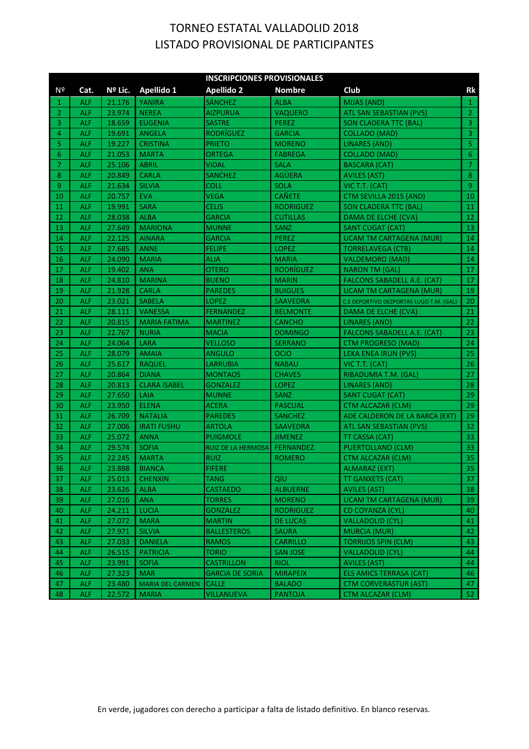# TORNEO ESTATAL VALLADOLID 2018
# LISTADO PROVISIONAL DE PARTICIPANTES

| INSCRIPCIONES PROVISIONALES | | | | | | | |
|---|---|---|---|---|---|---|---|
| Nº | Cat. | Nº Lic. | Apellido 1 | Apellido 2 | Nombre | Club | Rk |
| 1 | ALF | 21.176 | YANIRA | SÁNCHEZ | ALBA | MIJAS (AND) | 1 |
| 2 | ALF | 23.974 | NEREA | AIZPURUA | VAQUERO | ATL SAN SEBASTIAN (PVS) | 2 |
| 3 | ALF | 18.659 | EUGENIA | SASTRE | PEREZ | SON CLADERA TTC (BAL) | 3 |
| 4 | ALF | 19.691 | ANGELA | RODRÍGUEZ | GARCIA | COLLADO (MAD) | 3 |
| 5 | ALF | 19.227 | CRISTINA | PRIETO | MORENO | LINARES (AND) | 5 |
| 6 | ALF | 21.053 | MARTA | ORTEGA | FABREGA | COLLADO (MAD) | 6 |
| 7 | ALF | 25.106 | ABRIL | VIDAL | SALA | BASCARA (CAT) | 7 |
| 8 | ALF | 20.849 | CARLA | SANCHEZ | AGÜERA | AVILES (AST) | 8 |
| 9 | ALF | 21.634 | SILVIA | COLL | SOLA | VIC T.T. (CAT) | 9 |
| 10 | ALF | 20.757 | EVA | VEGA | CAÑETE | CTM SEVILLA 2015 (AND) | 10 |
| 11 | ALF | 19.991 | SARA | CELIS | RODRIGUEZ | SON CLADERA TTC (BAL) | 11 |
| 12 | ALF | 28.038 | ALBA | GARCIA | CUTILLAS | DAMA DE ELCHE (CVA) | 12 |
| 13 | ALF | 27.649 | MARIONA | MUNNE | SANZ | SANT CUGAT (CAT) | 13 |
| 14 | ALF | 22.125 | AINARA | GARCIA | PEREZ | UCAM TM CARTAGENA (MUR) | 14 |
| 15 | ALF | 27.685 | ANNE | FELIPE | LOPEZ | TORRELAVEGA (CTB) | 14 |
| 16 | ALF | 24.090 | MARIA | ALIA | MARIA | VALDEMORO (MAD) | 14 |
| 17 | ALF | 19.402 | ANA | OTERO | RODRÍGUEZ | NARON TM (GAL) | 17 |
| 18 | ALF | 24.810 | MARINA | BUENO | MARIN | FALCONS SABADELL A.E. (CAT) | 17 |
| 19 | ALF | 21.928 | CARLA | PAREDES | BUIGUES | UCAM TM CARTAGENA (MUR) | 19 |
| 20 | ALF | 23.021 | SABELA | LOPEZ | SAAVEDRA | C.E DEPORTIVO DEZPORTAS LUGO T.M. (GAL) | 20 |
| 21 | ALF | 28.111 | VANESSA | FERNANDEZ | BELMONTE | DAMA DE ELCHE (CVA) | 21 |
| 22 | ALF | 20.815 | MARIA FATIMA | MARTINEZ | CANCHO | LINARES (AND) | 22 |
| 23 | ALF | 22.767 | NURIA | MACIA | DOMINGO | FALCONS SABADELL A.E. (CAT) | 23 |
| 24 | ALF | 24.064 | LARA | VELLOSO | SERRANO | CTM PROGRESO (MAD) | 24 |
| 25 | ALF | 28.079 | AMAIA | ANGULO | OCIO | LEKA ENEA IRUN (PVS) | 25 |
| 26 | ALF | 25.617 | RAQUEL | LARRUBIA | NABAU | VIC T.T. (CAT) | 26 |
| 27 | ALF | 20.864 | DIANA | MONTAOS | CHAVES | RIBADUMIA T.M. (GAL) | 27 |
| 28 | ALF | 20.813 | CLARA ISABEL | GONZALEZ | LOPEZ | LINARES (AND) | 28 |
| 29 | ALF | 27.650 | LAIA | MUNNE | SANZ | SANT CUGAT (CAT) | 29 |
| 30 | ALF | 23.950 | ELENA | ACERA | PASCUAL | CTM ALCAZAR (CLM) | 29 |
| 31 | ALF | 26.709 | NATALIA | PAREDES | SANCHEZ | ADE CALDERON DE LA BARCA (EXT) | 29 |
| 32 | ALF | 27.006 | IRATI FUSHU | ARTOLA | SAAVEDRA | ATL SAN SEBASTIAN (PVS) | 32 |
| 33 | ALF | 25.072 | ANNA | PUIGMOLE | JIMENEZ | TT CASSA (CAT) | 33 |
| 34 | ALF | 29.574 | SOFIA | RUIZ DE LA HERMOSA | FERNANDEZ | PUERTOLLANO (CLM) | 33 |
| 35 | ALF | 22.245 | MARTA | RUIZ | ROMERO | CTM ALCAZAR (CLM) | 35 |
| 36 | ALF | 23.888 | BIANCA | FIFERE | | ALMARAZ (EXT) | 35 |
| 37 | ALF | 25.013 | CHENXIN | TANG | QIU | TT GANXETS (CAT) | 37 |
| 38 | ALF | 23.626 | ALBA | CASTAEDO | ALBUERNE | AVILES (AST) | 38 |
| 39 | ALF | 27.016 | ANA | TORRES | MORENO | UCAM TM CARTAGENA (MUR) | 39 |
| 40 | ALF | 24.211 | LUCIA | GONZALEZ | RODRIGUEZ | CD COYANZA (CYL) | 40 |
| 41 | ALF | 27.072 | MARA | MARTIN | DE LUCAS | VALLADOLID (CYL) | 41 |
| 42 | ALF | 27.971 | SILVIA | BALLESTEROS | SAURA | MURCIA (MUR) | 42 |
| 43 | ALF | 27.033 | DANIELA | RAMOS | CARRILLO | TORRIJOS SPIN (CLM) | 43 |
| 44 | ALF | 26.515 | PATRICIA | TORIO | SAN JOSE | VALLADOLID (CYL) | 44 |
| 45 | ALF | 23.991 | SOFIA | CASTRILLON | RIOL | AVILES (AST) | 44 |
| 46 | ALF | 27.323 | MAR | GARCIA DE SORIA | MIRAPEIX | ELS AMICS TERRASA (CAT) | 46 |
| 47 | ALF | 23.480 | MARIA DEL CARMEN | CALLE | BALADO | CTM CORVERASTUR (AST) | 47 |
| 48 | ALF | 22.572 | MARIA | VILLANUEVA | PANTOJA | CTM ALCAZAR (CLM) | 52 |

En verde, jugadores con derecho a participar a falta de listado definitivo. En blanco reservas.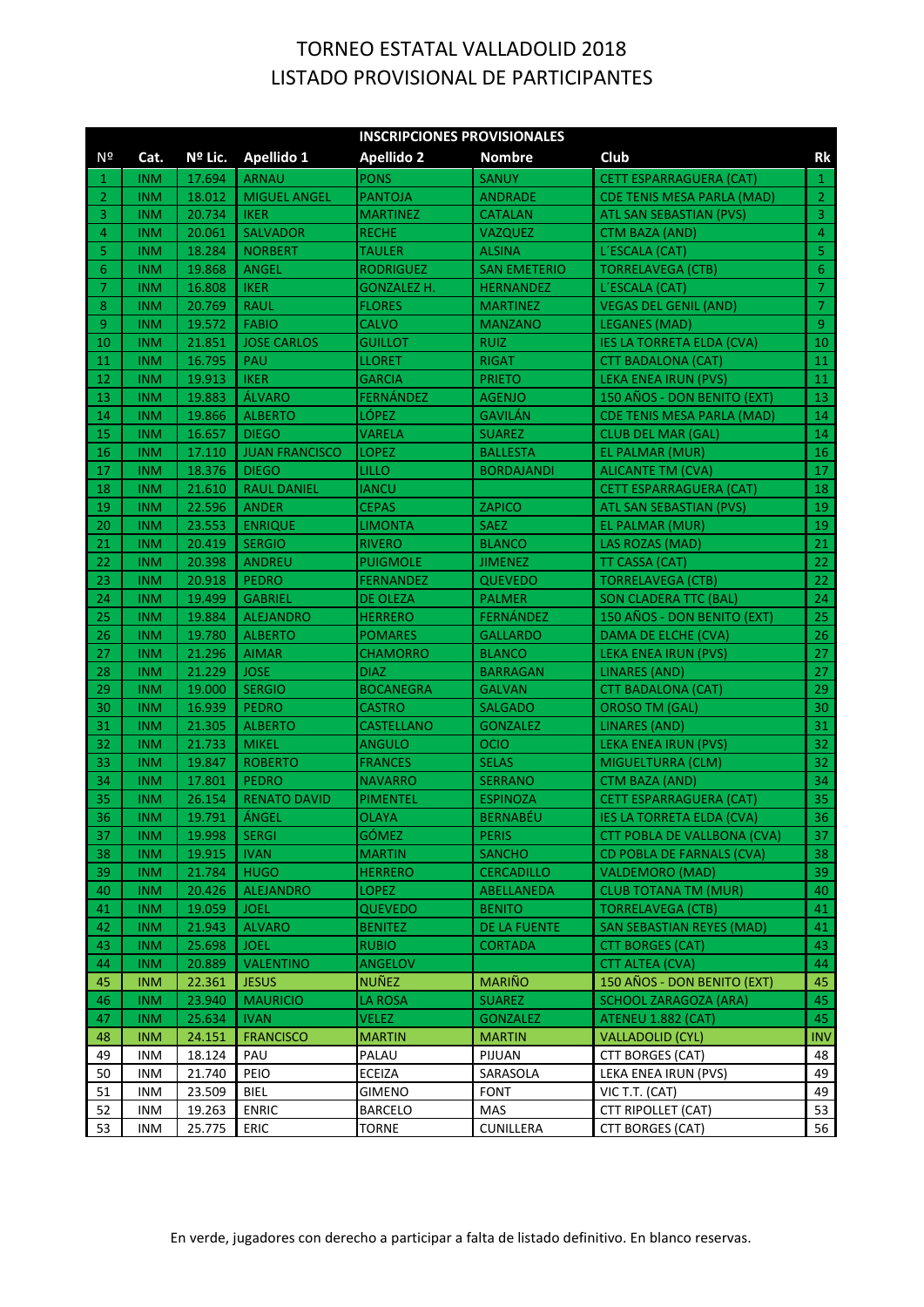# TORNEO ESTATAL VALLADOLID 2018
# LISTADO PROVISIONAL DE PARTICIPANTES

| INSCRIPCIONES PROVISIONALES | | | | | | | |
|---|---|---|---|---|---|---|---|
| Nº | Cat. | Nº Lic. | Apellido 1 | Apellido 2 | Nombre | Club | Rk |
| 1 | INM | 17.694 | ARNAU | PONS | SANUY | CETT ESPARRAGUERA (CAT) | 1 |
| 2 | INM | 18.012 | MIGUEL ANGEL | PANTOJA | ANDRADE | CDE TENIS MESA PARLA (MAD) | 2 |
| 3 | INM | 20.734 | IKER | MARTINEZ | CATALAN | ATL SAN SEBASTIAN (PVS) | 3 |
| 4 | INM | 20.061 | SALVADOR | RECHE | VAZQUEZ | CTM BAZA (AND) | 4 |
| 5 | INM | 18.284 | NORBERT | TAULER | ALSINA | L´ESCALA (CAT) | 5 |
| 6 | INM | 19.868 | ANGEL | RODRIGUEZ | SAN EMETERIO | TORRELAVEGA (CTB) | 6 |
| 7 | INM | 16.808 | IKER | GONZALEZ H. | HERNANDEZ | L´ESCALA (CAT) | 7 |
| 8 | INM | 20.769 | RAUL | FLORES | MARTINEZ | VEGAS DEL GENIL (AND) | 7 |
| 9 | INM | 19.572 | FABIO | CALVO | MANZANO | LEGANES (MAD) | 9 |
| 10 | INM | 21.851 | JOSE CARLOS | GUILLOT | RUIZ | IES LA TORRETA ELDA (CVA) | 10 |
| 11 | INM | 16.795 | PAU | LLORET | RIGAT | CTT BADALONA (CAT) | 11 |
| 12 | INM | 19.913 | IKER | GARCIA | PRIETO | LEKA ENEA IRUN (PVS) | 11 |
| 13 | INM | 19.883 | ÁLVARO | FERNÁNDEZ | AGENJO | 150 AÑOS - DON BENITO (EXT) | 13 |
| 14 | INM | 19.866 | ALBERTO | LÓPEZ | GAVILÁN | CDE TENIS MESA PARLA (MAD) | 14 |
| 15 | INM | 16.657 | DIEGO | VARELA | SUAREZ | CLUB DEL MAR (GAL) | 14 |
| 16 | INM | 17.110 | JUAN FRANCISCO | LOPEZ | BALLESTA | EL PALMAR (MUR) | 16 |
| 17 | INM | 18.376 | DIEGO | LILLO | BORDAJANDI | ALICANTE TM (CVA) | 17 |
| 18 | INM | 21.610 | RAUL DANIEL | IANCU | | CETT ESPARRAGUERA (CAT) | 18 |
| 19 | INM | 22.596 | ANDER | CEPAS | ZAPICO | ATL SAN SEBASTIAN (PVS) | 19 |
| 20 | INM | 23.553 | ENRIQUE | LIMONTA | SAEZ | EL PALMAR (MUR) | 19 |
| 21 | INM | 20.419 | SERGIO | RIVERO | BLANCO | LAS ROZAS (MAD) | 21 |
| 22 | INM | 20.398 | ANDREU | PUIGMOLE | JIMENEZ | TT CASSA (CAT) | 22 |
| 23 | INM | 20.918 | PEDRO | FERNANDEZ | QUEVEDO | TORRELAVEGA (CTB) | 22 |
| 24 | INM | 19.499 | GABRIEL | DE OLEZA | PALMER | SON CLADERA TTC (BAL) | 24 |
| 25 | INM | 19.884 | ALEJANDRO | HERRERO | FERNÁNDEZ | 150 AÑOS - DON BENITO (EXT) | 25 |
| 26 | INM | 19.780 | ALBERTO | POMARES | GALLARDO | DAMA DE ELCHE (CVA) | 26 |
| 27 | INM | 21.296 | AIMAR | CHAMORRO | BLANCO | LEKA ENEA IRUN (PVS) | 27 |
| 28 | INM | 21.229 | JOSE | DIAZ | BARRAGAN | LINARES (AND) | 27 |
| 29 | INM | 19.000 | SERGIO | BOCANEGRA | GALVAN | CTT BADALONA (CAT) | 29 |
| 30 | INM | 16.939 | PEDRO | CASTRO | SALGADO | OROSO TM (GAL) | 30 |
| 31 | INM | 21.305 | ALBERTO | CASTELLANO | GONZALEZ | LINARES (AND) | 31 |
| 32 | INM | 21.733 | MIKEL | ANGULO | OCIO | LEKA ENEA IRUN (PVS) | 32 |
| 33 | INM | 19.847 | ROBERTO | FRANCES | SELAS | MIGUELTURRA (CLM) | 32 |
| 34 | INM | 17.801 | PEDRO | NAVARRO | SERRANO | CTM BAZA (AND) | 34 |
| 35 | INM | 26.154 | RENATO DAVID | PIMENTEL | ESPINOZA | CETT ESPARRAGUERA (CAT) | 35 |
| 36 | INM | 19.791 | ÁNGEL | OLAYA | BERNABÉU | IES LA TORRETA ELDA (CVA) | 36 |
| 37 | INM | 19.998 | SERGI | GÓMEZ | PERIS | CTT POBLA DE VALLBONA (CVA) | 37 |
| 38 | INM | 19.915 | IVAN | MARTIN | SANCHO | CD POBLA DE FARNALS (CVA) | 38 |
| 39 | INM | 21.784 | HUGO | HERRERO | CERCADILLO | VALDEMORO (MAD) | 39 |
| 40 | INM | 20.426 | ALEJANDRO | LOPEZ | ABELLANEDA | CLUB TOTANA TM (MUR) | 40 |
| 41 | INM | 19.059 | JOEL | QUEVEDO | BENITO | TORRELAVEGA (CTB) | 41 |
| 42 | INM | 21.943 | ALVARO | BENITEZ | DE LA FUENTE | SAN SEBASTIAN REYES (MAD) | 41 |
| 43 | INM | 25.698 | JOEL | RUBIO | CORTADA | CTT BORGES (CAT) | 43 |
| 44 | INM | 20.889 | VALENTINO | ANGELOV | | CTT ALTEA (CVA) | 44 |
| 45 | INM | 22.361 | JESUS | NUÑEZ | MARIÑO | 150 AÑOS - DON BENITO (EXT) | 45 |
| 46 | INM | 23.940 | MAURICIO | LA ROSA | SUAREZ | SCHOOL ZARAGOZA (ARA) | 45 |
| 47 | INM | 25.634 | IVAN | VELEZ | GONZALEZ | ATENEU 1.882 (CAT) | 45 |
| 48 | INM | 24.151 | FRANCISCO | MARTIN | MARTIN | VALLADOLID (CYL) | INV |
| 49 | INM | 18.124 | PAU | PALAU | PIJUAN | CTT BORGES (CAT) | 48 |
| 50 | INM | 21.740 | PEIO | ECEIZA | SARASOLA | LEKA ENEA IRUN (PVS) | 49 |
| 51 | INM | 23.509 | BIEL | GIMENO | FONT | VIC T.T. (CAT) | 49 |
| 52 | INM | 19.263 | ENRIC | BARCELO | MAS | CTT RIPOLLET (CAT) | 53 |
| 53 | INM | 25.775 | ERIC | TORNE | CUNILLERA | CTT BORGES (CAT) | 56 |

En verde, jugadores con derecho a participar a falta de listado definitivo. En blanco reservas.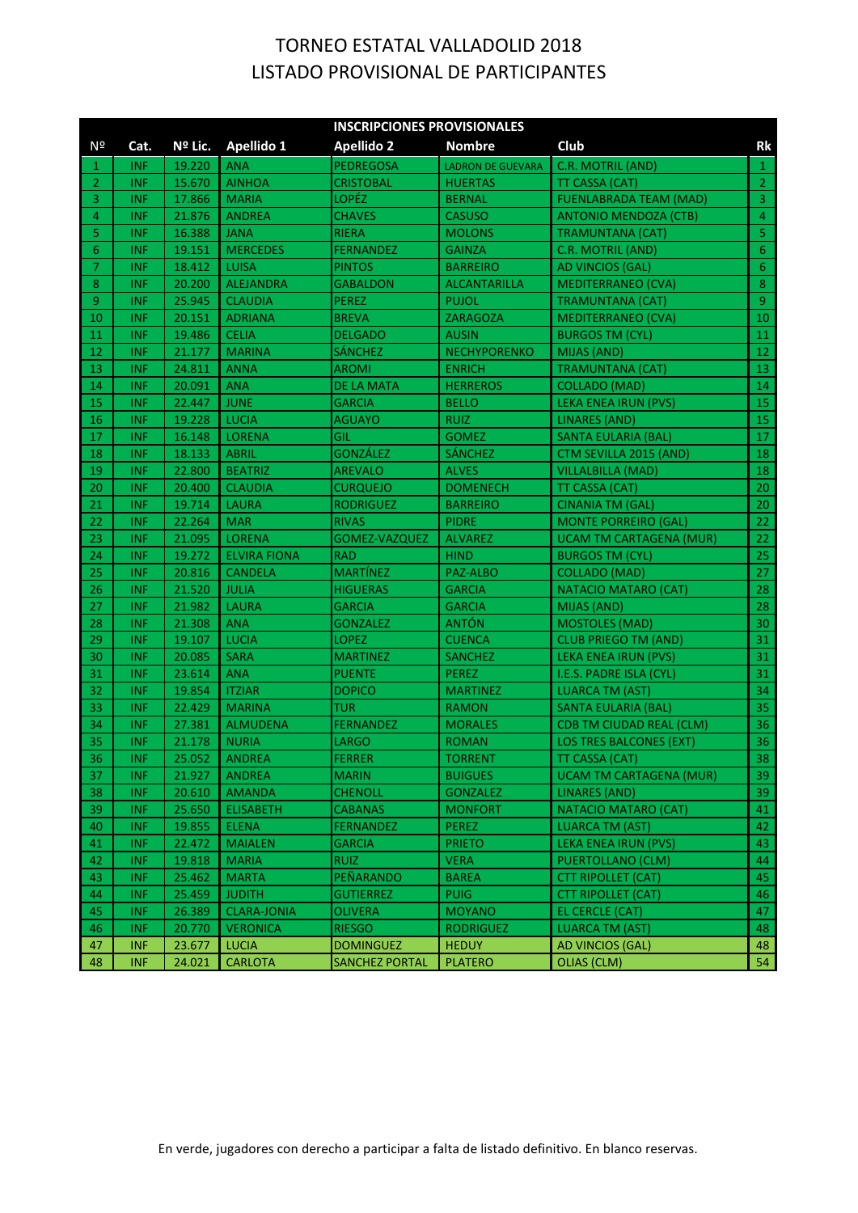# TORNEO ESTATAL VALLADOLID 2018
# LISTADO PROVISIONAL DE PARTICIPANTES

| INSCRIPCIONES PROVISIONALES | | | | | | | |
|---|---|---|---|---|---|---|---|
| Nº | Cat. | Nº Lic. | Apellido 1 | Apellido 2 | Nombre | Club | Rk |
| 1 | INF | 19.220 | ANA | PEDREGOSA | LADRON DE GUEVARA | C.R. MOTRIL (AND) | 1 |
| 2 | INF | 15.670 | AINHOA | CRISTOBAL | HUERTAS | TT CASSA (CAT) | 2 |
| 3 | INF | 17.866 | MARIA | LOPÉZ | BERNAL | FUENLABRADA TEAM (MAD) | 3 |
| 4 | INF | 21.876 | ANDREA | CHAVES | CASUSO | ANTONIO MENDOZA (CTB) | 4 |
| 5 | INF | 16.388 | JANA | RIERA | MOLONS | TRAMUNTANA (CAT) | 5 |
| 6 | INF | 19.151 | MERCEDES | FERNANDEZ | GAINZA | C.R. MOTRIL (AND) | 6 |
| 7 | INF | 18.412 | LUISA | PINTOS | BARREIRO | AD VINCIOS (GAL) | 6 |
| 8 | INF | 20.200 | ALEJANDRA | GABALDON | ALCANTARILLA | MEDITERRANEO (CVA) | 8 |
| 9 | INF | 25.945 | CLAUDIA | PEREZ | PUJOL | TRAMUNTANA (CAT) | 9 |
| 10 | INF | 20.151 | ADRIANA | BREVA | ZARAGOZA | MEDITERRANEO (CVA) | 10 |
| 11 | INF | 19.486 | CELIA | DELGADO | AUSIN | BURGOS TM (CYL) | 11 |
| 12 | INF | 21.177 | MARINA | SÁNCHEZ | NECHYPORENKO | MIJAS (AND) | 12 |
| 13 | INF | 24.811 | ANNA | AROMI | ENRICH | TRAMUNTANA (CAT) | 13 |
| 14 | INF | 20.091 | ANA | DE LA MATA | HERREROS | COLLADO (MAD) | 14 |
| 15 | INF | 22.447 | JUNE | GARCIA | BELLO | LEKA ENEA IRUN (PVS) | 15 |
| 16 | INF | 19.228 | LUCIA | AGUAYO | RUIZ | LINARES (AND) | 15 |
| 17 | INF | 16.148 | LORENA | GIL | GOMEZ | SANTA EULARIA (BAL) | 17 |
| 18 | INF | 18.133 | ABRIL | GONZÁLEZ | SÁNCHEZ | CTM SEVILLA 2015 (AND) | 18 |
| 19 | INF | 22.800 | BEATRIZ | AREVALO | ALVES | VILLALBILLA (MAD) | 18 |
| 20 | INF | 20.400 | CLAUDIA | CURQUEJO | DOMENECH | TT CASSA (CAT) | 20 |
| 21 | INF | 19.714 | LAURA | RODRIGUEZ | BARREIRO | CINANIA TM (GAL) | 20 |
| 22 | INF | 22.264 | MAR | RIVAS | PIDRE | MONTE PORREIRO (GAL) | 22 |
| 23 | INF | 21.095 | LORENA | GOMEZ-VAZQUEZ | ALVAREZ | UCAM TM CARTAGENA (MUR) | 22 |
| 24 | INF | 19.272 | ELVIRA FIONA | RAD | HIND | BURGOS TM (CYL) | 25 |
| 25 | INF | 20.816 | CANDELA | MARTÍNEZ | PAZ-ALBO | COLLADO (MAD) | 27 |
| 26 | INF | 21.520 | JULIA | HIGUERAS | GARCIA | NATACIO MATARO (CAT) | 28 |
| 27 | INF | 21.982 | LAURA | GARCIA | GARCIA | MIJAS (AND) | 28 |
| 28 | INF | 21.308 | ANA | GONZALEZ | ANTÓN | MOSTOLES (MAD) | 30 |
| 29 | INF | 19.107 | LUCIA | LOPEZ | CUENCA | CLUB PRIEGO TM (AND) | 31 |
| 30 | INF | 20.085 | SARA | MARTINEZ | SANCHEZ | LEKA ENEA IRUN (PVS) | 31 |
| 31 | INF | 23.614 | ANA | PUENTE | PEREZ | I.E.S. PADRE ISLA (CYL) | 31 |
| 32 | INF | 19.854 | ITZIAR | DOPICO | MARTINEZ | LUARCA TM (AST) | 34 |
| 33 | INF | 22.429 | MARINA | TUR | RAMON | SANTA EULARIA (BAL) | 35 |
| 34 | INF | 27.381 | ALMUDENA | FERNANDEZ | MORALES | CDB TM CIUDAD REAL (CLM) | 36 |
| 35 | INF | 21.178 | NURIA | LARGO | ROMAN | LOS TRES BALCONES (EXT) | 36 |
| 36 | INF | 25.052 | ANDREA | FERRER | TORRENT | TT CASSA (CAT) | 38 |
| 37 | INF | 21.927 | ANDREA | MARIN | BUIGUES | UCAM TM CARTAGENA (MUR) | 39 |
| 38 | INF | 20.610 | AMANDA | CHENOLL | GONZALEZ | LINARES (AND) | 39 |
| 39 | INF | 25.650 | ELISABETH | CABANAS | MONFORT | NATACIO MATARO (CAT) | 41 |
| 40 | INF | 19.855 | ELENA | FERNANDEZ | PEREZ | LUARCA TM (AST) | 42 |
| 41 | INF | 22.472 | MAIALEN | GARCIA | PRIETO | LEKA ENEA IRUN (PVS) | 43 |
| 42 | INF | 19.818 | MARIA | RUIZ | VERA | PUERTOLLANO (CLM) | 44 |
| 43 | INF | 25.462 | MARTA | PEÑARANDO | BAREA | CTT RIPOLLET (CAT) | 45 |
| 44 | INF | 25.459 | JUDITH | GUTIERREZ | PUIG | CTT RIPOLLET (CAT) | 46 |
| 45 | INF | 26.389 | CLARA-JONIA | OLIVERA | MOYANO | EL CERCLE (CAT) | 47 |
| 46 | INF | 20.770 | VERONICA | RIESGO | RODRIGUEZ | LUARCA TM (AST) | 48 |
| 47 | INF | 23.677 | LUCIA | DOMINGUEZ | HEDUY | AD VINCIOS (GAL) | 48 |
| 48 | INF | 24.021 | CARLOTA | SANCHEZ PORTAL | PLATERO | OLIAS (CLM) | 54 |

En verde, jugadores con derecho a participar a falta de listado definitivo. En blanco reservas.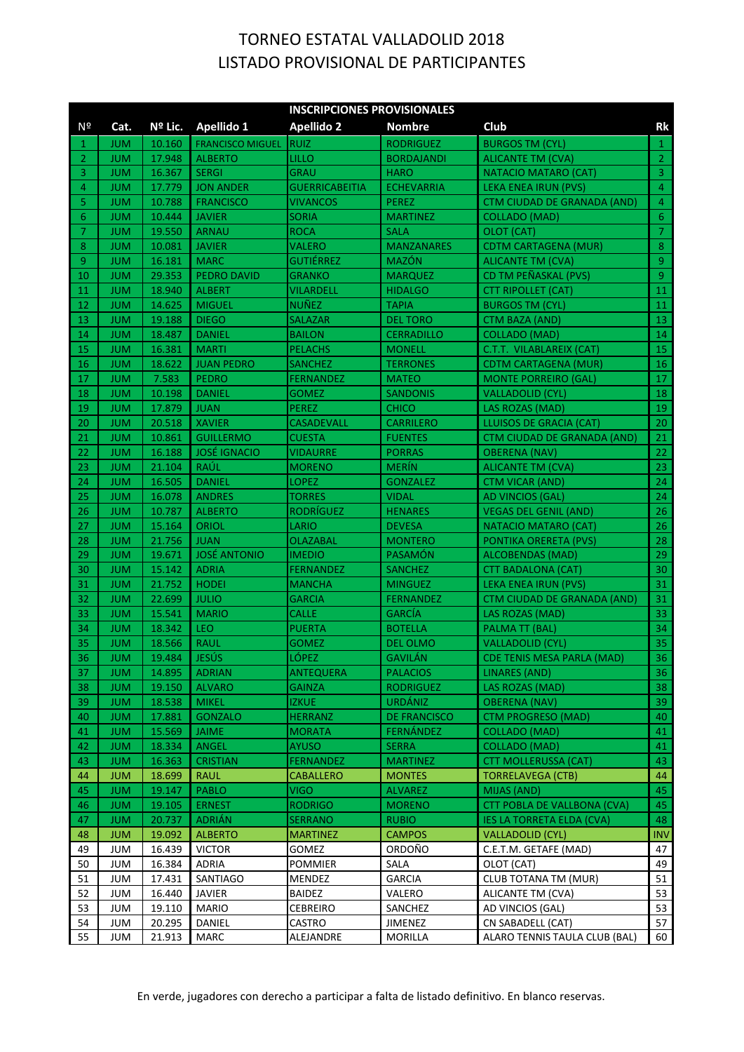# TORNEO ESTATAL VALLADOLID 2018
# LISTADO PROVISIONAL DE PARTICIPANTES

| INSCRIPCIONES PROVISIONALES | | | | | | | |
|---|---|---|---|---|---|---|---|
| Nº | Cat. | Nº Lic. | Apellido 1 | Apellido 2 | Nombre | Club | Rk |
| 1 | JUM | 10.160 | FRANCISCO MIGUEL | RUIZ | RODRIGUEZ | BURGOS TM (CYL) | 1 |
| 2 | JUM | 17.948 | ALBERTO | LILLO | BORDAJANDI | ALICANTE TM (CVA) | 2 |
| 3 | JUM | 16.367 | SERGI | GRAU | HARO | NATACIO MATARO (CAT) | 3 |
| 4 | JUM | 17.779 | JON ANDER | GUERRICABEITIA | ECHEVARRIA | LEKA ENEA IRUN (PVS) | 4 |
| 5 | JUM | 10.788 | FRANCISCO | VIVANCOS | PEREZ | CTM CIUDAD DE GRANADA (AND) | 4 |
| 6 | JUM | 10.444 | JAVIER | SORIA | MARTINEZ | COLLADO (MAD) | 6 |
| 7 | JUM | 19.550 | ARNAU | ROCA | SALA | OLOT (CAT) | 7 |
| 8 | JUM | 10.081 | JAVIER | VALERO | MANZANARES | CDTM CARTAGENA (MUR) | 8 |
| 9 | JUM | 16.181 | MARC | GUTIÉRREZ | MAZÓN | ALICANTE TM (CVA) | 9 |
| 10 | JUM | 29.353 | PEDRO DAVID | GRANKO | MARQUEZ | CD TM PEÑASKAL (PVS) | 9 |
| 11 | JUM | 18.940 | ALBERT | VILARDELL | HIDALGO | CTT RIPOLLET (CAT) | 11 |
| 12 | JUM | 14.625 | MIGUEL | NUÑEZ | TAPIA | BURGOS TM (CYL) | 11 |
| 13 | JUM | 19.188 | DIEGO | SALAZAR | DEL TORO | CTM BAZA (AND) | 13 |
| 14 | JUM | 18.487 | DANIEL | BAILON | CERRADILLO | COLLADO (MAD) | 14 |
| 15 | JUM | 16.381 | MARTI | PELACHS | MONELL | C.T.T. VILABLAREIX (CAT) | 15 |
| 16 | JUM | 18.622 | JUAN PEDRO | SANCHEZ | TERRONES | CDTM CARTAGENA (MUR) | 16 |
| 17 | JUM | 7.583 | PEDRO | FERNANDEZ | MATEO | MONTE PORREIRO (GAL) | 17 |
| 18 | JUM | 10.198 | DANIEL | GOMEZ | SANDONIS | VALLADOLID (CYL) | 18 |
| 19 | JUM | 17.879 | JUAN | PEREZ | CHICO | LAS ROZAS (MAD) | 19 |
| 20 | JUM | 20.518 | XAVIER | CASADEVALL | CARRILERO | LLUISOS DE GRACIA (CAT) | 20 |
| 21 | JUM | 10.861 | GUILLERMO | CUESTA | FUENTES | CTM CIUDAD DE GRANADA (AND) | 21 |
| 22 | JUM | 16.188 | JOSÉ IGNACIO | VIDAURRE | PORRAS | OBERENA (NAV) | 22 |
| 23 | JUM | 21.104 | RAÚL | MORENO | MERÍN | ALICANTE TM (CVA) | 23 |
| 24 | JUM | 16.505 | DANIEL | LOPEZ | GONZALEZ | CTM VICAR (AND) | 24 |
| 25 | JUM | 16.078 | ANDRES | TORRES | VIDAL | AD VINCIOS (GAL) | 24 |
| 26 | JUM | 10.787 | ALBERTO | RODRÍGUEZ | HENARES | VEGAS DEL GENIL (AND) | 26 |
| 27 | JUM | 15.164 | ORIOL | LARIO | DEVESA | NATACIO MATARO (CAT) | 26 |
| 28 | JUM | 21.756 | JUAN | OLAZABAL | MONTERO | PONTIKA ORERETA (PVS) | 28 |
| 29 | JUM | 19.671 | JOSÉ ANTONIO | IMEDIO | PASAMÓN | ALCOBENDAS (MAD) | 29 |
| 30 | JUM | 15.142 | ADRIA | FERNANDEZ | SANCHEZ | CTT BADALONA (CAT) | 30 |
| 31 | JUM | 21.752 | HODEI | MANCHA | MINGUEZ | LEKA ENEA IRUN (PVS) | 31 |
| 32 | JUM | 22.699 | JULIO | GARCIA | FERNANDEZ | CTM CIUDAD DE GRANADA (AND) | 31 |
| 33 | JUM | 15.541 | MARIO | CALLE | GARCÍA | LAS ROZAS (MAD) | 33 |
| 34 | JUM | 18.342 | LEO | PUERTA | BOTELLA | PALMA TT (BAL) | 34 |
| 35 | JUM | 18.566 | RAUL | GOMEZ | DEL OLMO | VALLADOLID (CYL) | 35 |
| 36 | JUM | 19.484 | JESÚS | LÓPEZ | GAVILÁN | CDE TENIS MESA PARLA (MAD) | 36 |
| 37 | JUM | 14.895 | ADRIAN | ANTEQUERA | PALACIOS | LINARES (AND) | 36 |
| 38 | JUM | 19.150 | ALVARO | GAINZA | RODRIGUEZ | LAS ROZAS (MAD) | 38 |
| 39 | JUM | 18.538 | MIKEL | IZKUE | URDÁNIZ | OBERENA (NAV) | 39 |
| 40 | JUM | 17.881 | GONZALO | HERRANZ | DE FRANCISCO | CTM PROGRESO (MAD) | 40 |
| 41 | JUM | 15.569 | JAIME | MORATA | FERNÁNDEZ | COLLADO (MAD) | 41 |
| 42 | JUM | 18.334 | ANGEL | AYUSO | SERRA | COLLADO (MAD) | 41 |
| 43 | JUM | 16.363 | CRISTIAN | FERNANDEZ | MARTINEZ | CTT MOLLERUSSA (CAT) | 43 |
| 44 | JUM | 18.699 | RAUL | CABALLERO | MONTES | TORRELAVEGA (CTB) | 44 |
| 45 | JUM | 19.147 | PABLO | VIGO | ALVAREZ | MIJAS (AND) | 45 |
| 46 | JUM | 19.105 | ERNEST | RODRIGO | MORENO | CTT POBLA DE VALLBONA (CVA) | 45 |
| 47 | JUM | 20.737 | ADRIÁN | SERRANO | RUBIO | IES LA TORRETA ELDA (CVA) | 48 |
| 48 | JUM | 19.092 | ALBERTO | MARTINEZ | CAMPOS | VALLADOLID (CYL) | INV |
| 49 | JUM | 16.439 | VICTOR | GOMEZ | ORDOÑO | C.E.T.M. GETAFE (MAD) | 47 |
| 50 | JUM | 16.384 | ADRIA | POMMIER | SALA | OLOT (CAT) | 49 |
| 51 | JUM | 17.431 | SANTIAGO | MENDEZ | GARCIA | CLUB TOTANA TM (MUR) | 51 |
| 52 | JUM | 16.440 | JAVIER | BAIDEZ | VALERO | ALICANTE TM (CVA) | 53 |
| 53 | JUM | 19.110 | MARIO | CEBREIRO | SANCHEZ | AD VINCIOS (GAL) | 53 |
| 54 | JUM | 20.295 | DANIEL | CASTRO | JIMENEZ | CN SABADELL (CAT) | 57 |
| 55 | JUM | 21.913 | MARC | ALEJANDRE | MORILLA | ALARO TENNIS TAULA CLUB (BAL) | 60 |

En verde, jugadores con derecho a participar a falta de listado definitivo. En blanco reservas.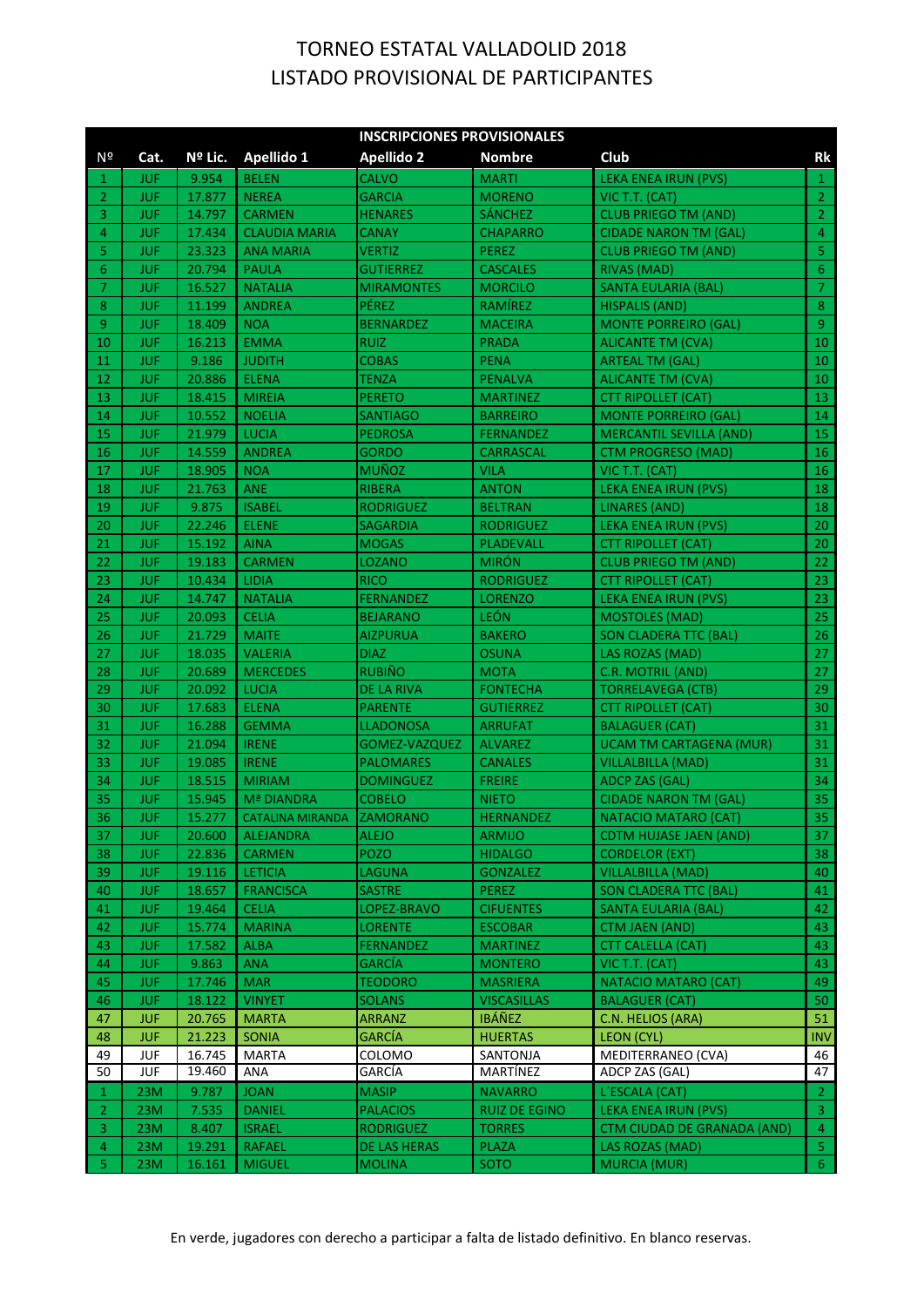# TORNEO ESTATAL VALLADOLID 2018
# LISTADO PROVISIONAL DE PARTICIPANTES

| INSCRIPCIONES PROVISIONALES | | | | | | | |
|---|---|---|---|---|---|---|---|
| Nº | Cat. | Nº Lic. | Apellido 1 | Apellido 2 | Nombre | Club | Rk |
| 1 | JUF | 9.954 | BELEN | CALVO | MARTI | LEKA ENEA IRUN (PVS) | 1 |
| 2 | JUF | 17.877 | NEREA | GARCIA | MORENO | VIC T.T. (CAT) | 2 |
| 3 | JUF | 14.797 | CARMEN | HENARES | SÁNCHEZ | CLUB PRIEGO TM (AND) | 2 |
| 4 | JUF | 17.434 | CLAUDIA MARIA | CANAY | CHAPARRO | CIDADE NARON TM (GAL) | 4 |
| 5 | JUF | 23.323 | ANA MARIA | VERTIZ | PEREZ | CLUB PRIEGO TM (AND) | 5 |
| 6 | JUF | 20.794 | PAULA | GUTIERREZ | CASCALES | RIVAS (MAD) | 6 |
| 7 | JUF | 16.527 | NATALIA | MIRAMONTES | MORCILO | SANTA EULARIA (BAL) | 7 |
| 8 | JUF | 11.199 | ANDREA | PÉREZ | RAMÍREZ | HISPALIS (AND) | 8 |
| 9 | JUF | 18.409 | NOA | BERNARDEZ | MACEIRA | MONTE PORREIRO (GAL) | 9 |
| 10 | JUF | 16.213 | EMMA | RUIZ | PRADA | ALICANTE TM (CVA) | 10 |
| 11 | JUF | 9.186 | JUDITH | COBAS | PENA | ARTEAL TM (GAL) | 10 |
| 12 | JUF | 20.886 | ELENA | TENZA | PENALVA | ALICANTE TM (CVA) | 10 |
| 13 | JUF | 18.415 | MIREIA | PERETO | MARTINEZ | CTT RIPOLLET (CAT) | 13 |
| 14 | JUF | 10.552 | NOELIA | SANTIAGO | BARREIRO | MONTE PORREIRO (GAL) | 14 |
| 15 | JUF | 21.979 | LUCIA | PEDROSA | FERNANDEZ | MERCANTIL SEVILLA (AND) | 15 |
| 16 | JUF | 14.559 | ANDREA | GORDO | CARRASCAL | CTM PROGRESO (MAD) | 16 |
| 17 | JUF | 18.905 | NOA | MUÑOZ | VILA | VIC T.T. (CAT) | 16 |
| 18 | JUF | 21.763 | ANE | RIBERA | ANTON | LEKA ENEA IRUN (PVS) | 18 |
| 19 | JUF | 9.875 | ISABEL | RODRIGUEZ | BELTRAN | LINARES (AND) | 18 |
| 20 | JUF | 22.246 | ELENE | SAGARDIA | RODRIGUEZ | LEKA ENEA IRUN (PVS) | 20 |
| 21 | JUF | 15.192 | AINA | MOGAS | PLADEVALL | CTT RIPOLLET (CAT) | 20 |
| 22 | JUF | 19.183 | CARMEN | LOZANO | MIRÓN | CLUB PRIEGO TM (AND) | 22 |
| 23 | JUF | 10.434 | LIDIA | RICO | RODRIGUEZ | CTT RIPOLLET (CAT) | 23 |
| 24 | JUF | 14.747 | NATALIA | FERNANDEZ | LORENZO | LEKA ENEA IRUN (PVS) | 23 |
| 25 | JUF | 20.093 | CELIA | BEJARANO | LEÓN | MOSTOLES (MAD) | 25 |
| 26 | JUF | 21.729 | MAITE | AIZPURUA | BAKERO | SON CLADERA TTC (BAL) | 26 |
| 27 | JUF | 18.035 | VALERIA | DIAZ | OSUNA | LAS ROZAS (MAD) | 27 |
| 28 | JUF | 20.689 | MERCEDES | RUBIÑO | MOTA | C.R. MOTRIL (AND) | 27 |
| 29 | JUF | 20.092 | LUCIA | DE LA RIVA | FONTECHA | TORRELAVEGA (CTB) | 29 |
| 30 | JUF | 17.683 | ELENA | PARENTE | GUTIERREZ | CTT RIPOLLET (CAT) | 30 |
| 31 | JUF | 16.288 | GEMMA | LLADONOSA | ARRUFAT | BALAGUER (CAT) | 31 |
| 32 | JUF | 21.094 | IRENE | GOMEZ-VAZQUEZ | ALVAREZ | UCAM TM CARTAGENA (MUR) | 31 |
| 33 | JUF | 19.085 | IRENE | PALOMARES | CANALES | VILLALBILLA (MAD) | 31 |
| 34 | JUF | 18.515 | MIRIAM | DOMINGUEZ | FREIRE | ADCP ZAS (GAL) | 34 |
| 35 | JUF | 15.945 | Mª DIANDRA | COBELO | NIETO | CIDADE NARON TM (GAL) | 35 |
| 36 | JUF | 15.277 | CATALINA MIRANDA | ZAMORANO | HERNANDEZ | NATACIO MATARO (CAT) | 35 |
| 37 | JUF | 20.600 | ALEJANDRA | ALEJO | ARMIJO | CDTM HUJASE JAEN (AND) | 37 |
| 38 | JUF | 22.836 | CARMEN | POZO | HIDALGO | CORDELOR (EXT) | 38 |
| 39 | JUF | 19.116 | LETICIA | LAGUNA | GONZALEZ | VILLALBILLA (MAD) | 40 |
| 40 | JUF | 18.657 | FRANCISCA | SASTRE | PEREZ | SON CLADERA TTC (BAL) | 41 |
| 41 | JUF | 19.464 | CELIA | LOPEZ-BRAVO | CIFUENTES | SANTA EULARIA (BAL) | 42 |
| 42 | JUF | 15.774 | MARINA | LORENTE | ESCOBAR | CTM JAEN (AND) | 43 |
| 43 | JUF | 17.582 | ALBA | FERNANDEZ | MARTINEZ | CTT CALELLA (CAT) | 43 |
| 44 | JUF | 9.863 | ANA | GARCÍA | MONTERO | VIC T.T. (CAT) | 43 |
| 45 | JUF | 17.746 | MAR | TEODORO | MASRIERA | NATACIO MATARO (CAT) | 49 |
| 46 | JUF | 18.122 | VINYET | SOLANS | VISCASILLAS | BALAGUER (CAT) | 50 |
| 47 | JUF | 20.765 | MARTA | ARRANZ | IBÁÑEZ | C.N. HELIOS (ARA) | 51 |
| 48 | JUF | 21.223 | SONIA | GARCÍA | HUERTAS | LEON (CYL) | INV |
| 49 | JUF | 16.745 | MARTA | COLOMO | SANTONJA | MEDITERRANEO (CVA) | 46 |
| 50 | JUF | 19.460 | ANA | GARCÍA | MARTÍNEZ | ADCP ZAS (GAL) | 47 |
| 1 | 23M | 9.787 | JOAN | MASIP | NAVARRO | L´ESCALA (CAT) | 2 |
| 2 | 23M | 7.535 | DANIEL | PALACIOS | RUIZ DE EGINO | LEKA ENEA IRUN (PVS) | 3 |
| 3 | 23M | 8.407 | ISRAEL | RODRIGUEZ | TORRES | CTM CIUDAD DE GRANADA (AND) | 4 |
| 4 | 23M | 19.291 | RAFAEL | DE LAS HERAS | PLAZA | LAS ROZAS (MAD) | 5 |
| 5 | 23M | 16.161 | MIGUEL | MOLINA | SOTO | MURCIA (MUR) | 6 |

En verde, jugadores con derecho a participar a falta de listado definitivo. En blanco reservas.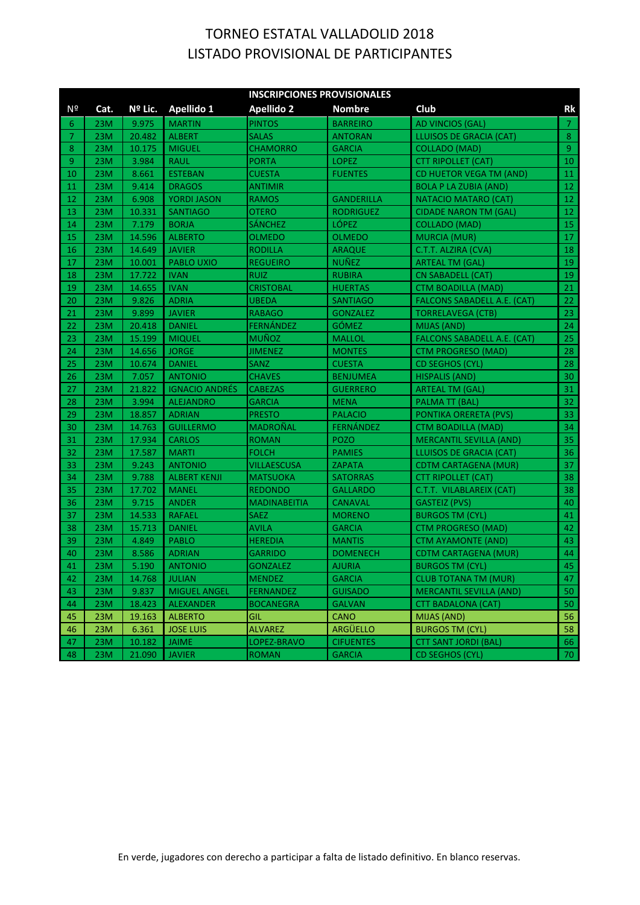# TORNEO ESTATAL VALLADOLID 2018
## LISTADO PROVISIONAL DE PARTICIPANTES

| INSCRIPCIONES PROVISIONALES | | | | | | | |
|---|---|---|---|---|---|---|---|
| Nº | Cat. | Nº Lic. | Apellido 1 | Apellido 2 | Nombre | Club | Rk |
| 6 | 23M | 9.975 | MARTIN | PINTOS | BARREIRO | AD VINCIOS (GAL) | 7 |
| 7 | 23M | 20.482 | ALBERT | SALAS | ANTORAN | LLUISOS DE GRACIA (CAT) | 8 |
| 8 | 23M | 10.175 | MIGUEL | CHAMORRO | GARCIA | COLLADO (MAD) | 9 |
| 9 | 23M | 3.984 | RAUL | PORTA | LOPEZ | CTT RIPOLLET (CAT) | 10 |
| 10 | 23M | 8.661 | ESTEBAN | CUESTA | FUENTES | CD HUETOR VEGA TM (AND) | 11 |
| 11 | 23M | 9.414 | DRAGOS | ANTIMIR | | BOLA P LA ZUBIA (AND) | 12 |
| 12 | 23M | 6.908 | YORDI JASON | RAMOS | GANDERILLA | NATACIO MATARO (CAT) | 12 |
| 13 | 23M | 10.331 | SANTIAGO | OTERO | RODRIGUEZ | CIDADE NARON TM (GAL) | 12 |
| 14 | 23M | 7.179 | BORJA | SÁNCHEZ | LÓPEZ | COLLADO (MAD) | 15 |
| 15 | 23M | 14.596 | ALBERTO | OLMEDO | OLMEDO | MURCIA (MUR) | 17 |
| 16 | 23M | 14.649 | JAVIER | RODILLA | ARAQUE | C.T.T. ALZIRA (CVA) | 18 |
| 17 | 23M | 10.001 | PABLO UXIO | REGUEIRO | NUÑEZ | ARTEAL TM (GAL) | 19 |
| 18 | 23M | 17.722 | IVAN | RUIZ | RUBIRA | CN SABADELL (CAT) | 19 |
| 19 | 23M | 14.655 | IVAN | CRISTOBAL | HUERTAS | CTM BOADILLA (MAD) | 21 |
| 20 | 23M | 9.826 | ADRIA | UBEDA | SANTIAGO | FALCONS SABADELL A.E. (CAT) | 22 |
| 21 | 23M | 9.899 | JAVIER | RABAGO | GONZALEZ | TORRELAVEGA (CTB) | 23 |
| 22 | 23M | 20.418 | DANIEL | FERNÁNDEZ | GÓMEZ | MIJAS (AND) | 24 |
| 23 | 23M | 15.199 | MIQUEL | MUÑOZ | MALLOL | FALCONS SABADELL A.E. (CAT) | 25 |
| 24 | 23M | 14.656 | JORGE | JIMENEZ | MONTES | CTM PROGRESO (MAD) | 28 |
| 25 | 23M | 10.674 | DANIEL | SANZ | CUESTA | CD SEGHOS (CYL) | 28 |
| 26 | 23M | 7.057 | ANTONIO | CHAVES | BENJUMEA | HISPALIS (AND) | 30 |
| 27 | 23M | 21.822 | IGNACIO ANDRÉS | CABEZAS | GUERRERO | ARTEAL TM (GAL) | 31 |
| 28 | 23M | 3.994 | ALEJANDRO | GARCIA | MENA | PALMA TT (BAL) | 32 |
| 29 | 23M | 18.857 | ADRIAN | PRESTO | PALACIO | PONTIKA ORERETA (PVS) | 33 |
| 30 | 23M | 14.763 | GUILLERMO | MADROÑAL | FERNÁNDEZ | CTM BOADILLA (MAD) | 34 |
| 31 | 23M | 17.934 | CARLOS | ROMAN | POZO | MERCANTIL SEVILLA (AND) | 35 |
| 32 | 23M | 17.587 | MARTI | FOLCH | PAMIES | LLUISOS DE GRACIA (CAT) | 36 |
| 33 | 23M | 9.243 | ANTONIO | VILLAESCUSA | ZAPATA | CDTM CARTAGENA (MUR) | 37 |
| 34 | 23M | 9.788 | ALBERT KENJI | MATSUOKA | SATORRAS | CTT RIPOLLET (CAT) | 38 |
| 35 | 23M | 17.702 | MANEL | REDONDO | GALLARDO | C.T.T. VILABLAREIX (CAT) | 38 |
| 36 | 23M | 9.715 | ANDER | MADINABEITIA | CANAVAL | GASTEIZ (PVS) | 40 |
| 37 | 23M | 14.533 | RAFAEL | SAEZ | MORENO | BURGOS TM (CYL) | 41 |
| 38 | 23M | 15.713 | DANIEL | AVILA | GARCIA | CTM PROGRESO (MAD) | 42 |
| 39 | 23M | 4.849 | PABLO | HEREDIA | MANTIS | CTM AYAMONTE (AND) | 43 |
| 40 | 23M | 8.586 | ADRIAN | GARRIDO | DOMENECH | CDTM CARTAGENA (MUR) | 44 |
| 41 | 23M | 5.190 | ANTONIO | GONZALEZ | AJURIA | BURGOS TM (CYL) | 45 |
| 42 | 23M | 14.768 | JULIAN | MENDEZ | GARCIA | CLUB TOTANA TM (MUR) | 47 |
| 43 | 23M | 9.837 | MIGUEL ANGEL | FERNANDEZ | GUISADO | MERCANTIL SEVILLA (AND) | 50 |
| 44 | 23M | 18.423 | ALEXANDER | BOCANEGRA | GALVAN | CTT BADALONA (CAT) | 50 |
| 45 | 23M | 19.163 | ALBERTO | GIL | CANO | MIJAS (AND) | 56 |
| 46 | 23M | 6.361 | JOSE LUIS | ALVAREZ | ARGÜELLO | BURGOS TM (CYL) | 58 |
| 47 | 23M | 10.182 | JAIME | LOPEZ-BRAVO | CIFUENTES | CTT SANT JORDI (BAL) | 66 |
| 48 | 23M | 21.090 | JAVIER | ROMAN | GARCIA | CD SEGHOS (CYL) | 70 |

En verde, jugadores con derecho a participar a falta de listado definitivo. En blanco reservas.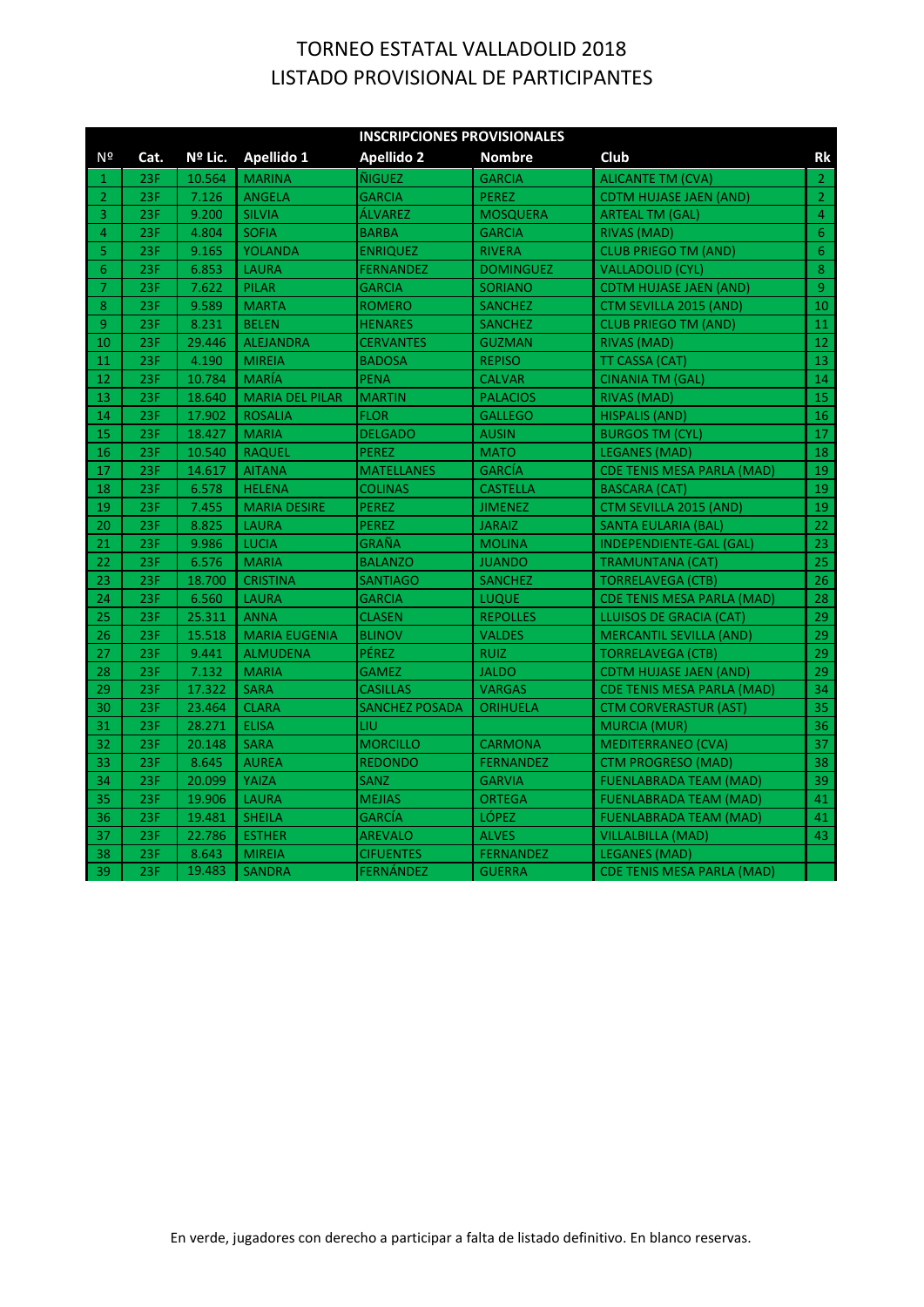# TORNEO ESTATAL VALLADOLID 2018
## LISTADO PROVISIONAL DE PARTICIPANTES

| INSCRIPCIONES PROVISIONALES | | | | | | | |
|---|---|---|---|---|---|---|---|
| Nº | Cat. | Nº Lic. | Apellido 1 | Apellido 2 | Nombre | Club | Rk |
| 1 | 23F | 10.564 | MARINA | ÑIGUEZ | GARCIA | ALICANTE TM (CVA) | 2 |
| 2 | 23F | 7.126 | ANGELA | GARCIA | PEREZ | CDTM HUJASE JAEN (AND) | 2 |
| 3 | 23F | 9.200 | SILVIA | ÁLVAREZ | MOSQUERA | ARTEAL TM (GAL) | 4 |
| 4 | 23F | 4.804 | SOFIA | BARBA | GARCIA | RIVAS (MAD) | 6 |
| 5 | 23F | 9.165 | YOLANDA | ENRIQUEZ | RIVERA | CLUB PRIEGO TM (AND) | 6 |
| 6 | 23F | 6.853 | LAURA | FERNANDEZ | DOMINGUEZ | VALLADOLID (CYL) | 8 |
| 7 | 23F | 7.622 | PILAR | GARCIA | SORIANO | CDTM HUJASE JAEN (AND) | 9 |
| 8 | 23F | 9.589 | MARTA | ROMERO | SANCHEZ | CTM SEVILLA 2015 (AND) | 10 |
| 9 | 23F | 8.231 | BELEN | HENARES | SANCHEZ | CLUB PRIEGO TM (AND) | 11 |
| 10 | 23F | 29.446 | ALEJANDRA | CERVANTES | GUZMAN | RIVAS (MAD) | 12 |
| 11 | 23F | 4.190 | MIREIA | BADOSA | REPISO | TT CASSA (CAT) | 13 |
| 12 | 23F | 10.784 | MARÍA | PENA | CALVAR | CINANIA TM (GAL) | 14 |
| 13 | 23F | 18.640 | MARIA DEL PILAR | MARTIN | PALACIOS | RIVAS (MAD) | 15 |
| 14 | 23F | 17.902 | ROSALIA | FLOR | GALLEGO | HISPALIS (AND) | 16 |
| 15 | 23F | 18.427 | MARIA | DELGADO | AUSIN | BURGOS TM (CYL) | 17 |
| 16 | 23F | 10.540 | RAQUEL | PEREZ | MATO | LEGANES (MAD) | 18 |
| 17 | 23F | 14.617 | AITANA | MATELLANES | GARCÍA | CDE TENIS MESA PARLA (MAD) | 19 |
| 18 | 23F | 6.578 | HELENA | COLINAS | CASTELLA | BASCARA (CAT) | 19 |
| 19 | 23F | 7.455 | MARIA DESIRE | PEREZ | JIMENEZ | CTM SEVILLA 2015 (AND) | 19 |
| 20 | 23F | 8.825 | LAURA | PEREZ | JARAIZ | SANTA EULARIA (BAL) | 22 |
| 21 | 23F | 9.986 | LUCIA | GRAÑA | MOLINA | INDEPENDIENTE-GAL (GAL) | 23 |
| 22 | 23F | 6.576 | MARIA | BALANZO | JUANDO | TRAMUNTANA (CAT) | 25 |
| 23 | 23F | 18.700 | CRISTINA | SANTIAGO | SANCHEZ | TORRELAVEGA (CTB) | 26 |
| 24 | 23F | 6.560 | LAURA | GARCIA | LUQUE | CDE TENIS MESA PARLA (MAD) | 28 |
| 25 | 23F | 25.311 | ANNA | CLASEN | REPOLLES | LLUISOS DE GRACIA (CAT) | 29 |
| 26 | 23F | 15.518 | MARIA EUGENIA | BLINOV | VALDES | MERCANTIL SEVILLA (AND) | 29 |
| 27 | 23F | 9.441 | ALMUDENA | PÉREZ | RUIZ | TORRELAVEGA (CTB) | 29 |
| 28 | 23F | 7.132 | MARIA | GAMEZ | JALDO | CDTM HUJASE JAEN (AND) | 29 |
| 29 | 23F | 17.322 | SARA | CASILLAS | VARGAS | CDE TENIS MESA PARLA (MAD) | 34 |
| 30 | 23F | 23.464 | CLARA | SANCHEZ POSADA | ORIHUELA | CTM CORVERASTUR (AST) | 35 |
| 31 | 23F | 28.271 | ELISA | LIU | | MURCIA (MUR) | 36 |
| 32 | 23F | 20.148 | SARA | MORCILLO | CARMONA | MEDITERRANEO (CVA) | 37 |
| 33 | 23F | 8.645 | AUREA | REDONDO | FERNANDEZ | CTM PROGRESO (MAD) | 38 |
| 34 | 23F | 20.099 | YAIZA | SANZ | GARVIA | FUENLABRADA TEAM (MAD) | 39 |
| 35 | 23F | 19.906 | LAURA | MEJIAS | ORTEGA | FUENLABRADA TEAM (MAD) | 41 |
| 36 | 23F | 19.481 | SHEILA | GARCÍA | LÓPEZ | FUENLABRADA TEAM (MAD) | 41 |
| 37 | 23F | 22.786 | ESTHER | AREVALO | ALVES | VILLALBILLA (MAD) | 43 |
| 38 | 23F | 8.643 | MIREIA | CIFUENTES | FERNANDEZ | LEGANES (MAD) | |
| 39 | 23F | 19.483 | SANDRA | FERNÁNDEZ | GUERRA | CDE TENIS MESA PARLA (MAD) | |

En verde, jugadores con derecho a participar a falta de listado definitivo. En blanco reservas.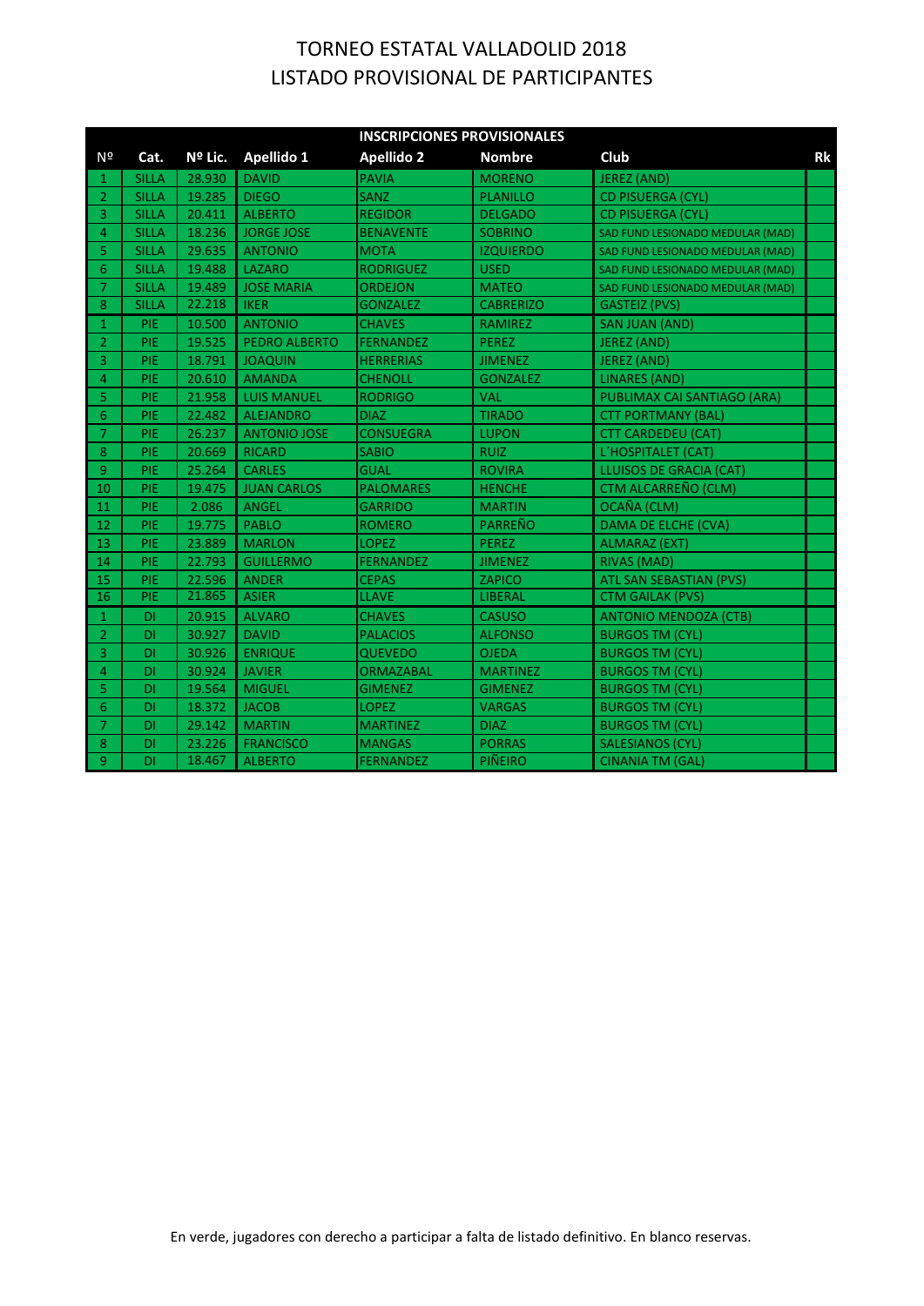# TORNEO ESTATAL VALLADOLID 2018
# LISTADO PROVISIONAL DE PARTICIPANTES

| INSCRIPCIONES PROVISIONALES | | | | | | | |
|---|---|---|---|---|---|---|---|
| Nº | Cat. | Nº Lic. | Apellido 1 | Apellido 2 | Nombre | Club | Rk |
| 1 | SILLA | 28.930 | DAVID | PAVIA | MORENO | JEREZ (AND) | |
| 2 | SILLA | 19.285 | DIEGO | SANZ | PLANILLO | CD PISUERGA (CYL) | |
| 3 | SILLA | 20.411 | ALBERTO | REGIDOR | DELGADO | CD PISUERGA (CYL) | |
| 4 | SILLA | 18.236 | JORGE JOSE | BENAVENTE | SOBRINO | SAD FUND LESIONADO MEDULAR (MAD) | |
| 5 | SILLA | 29.635 | ANTONIO | MOTA | IZQUIERDO | SAD FUND LESIONADO MEDULAR (MAD) | |
| 6 | SILLA | 19.488 | LAZARO | RODRIGUEZ | USED | SAD FUND LESIONADO MEDULAR (MAD) | |
| 7 | SILLA | 19.489 | JOSE MARIA | ORDEJON | MATEO | SAD FUND LESIONADO MEDULAR (MAD) | |
| 8 | SILLA | 22.218 | IKER | GONZALEZ | CABRERIZO | GASTEIZ (PVS) | |
| 1 | PIE | 10.500 | ANTONIO | CHAVES | RAMIREZ | SAN JUAN (AND) | |
| 2 | PIE | 19.525 | PEDRO ALBERTO | FERNANDEZ | PEREZ | JEREZ (AND) | |
| 3 | PIE | 18.791 | JOAQUIN | HERRERIAS | JIMENEZ | JEREZ (AND) | |
| 4 | PIE | 20.610 | AMANDA | CHENOLL | GONZALEZ | LINARES (AND) | |
| 5 | PIE | 21.958 | LUIS MANUEL | RODRIGO | VAL | PUBLIMAX CAI SANTIAGO (ARA) | |
| 6 | PIE | 22.482 | ALEJANDRO | DIAZ | TIRADO | CTT PORTMANY (BAL) | |
| 7 | PIE | 26.237 | ANTONIO JOSE | CONSUEGRA | LUPON | CTT CARDEDEU (CAT) | |
| 8 | PIE | 20.669 | RICARD | SABIO | RUIZ | L´HOSPITALET (CAT) | |
| 9 | PIE | 25.264 | CARLES | GUAL | ROVIRA | LLUISOS DE GRACIA (CAT) | |
| 10 | PIE | 19.475 | JUAN CARLOS | PALOMARES | HENCHE | CTM ALCARREÑO (CLM) | |
| 11 | PIE | 2.086 | ANGEL | GARRIDO | MARTIN | OCAÑA (CLM) | |
| 12 | PIE | 19.775 | PABLO | ROMERO | PARREÑO | DAMA DE ELCHE (CVA) | |
| 13 | PIE | 23.889 | MARLON | LOPEZ | PEREZ | ALMARAZ (EXT) | |
| 14 | PIE | 22.793 | GUILLERMO | FERNANDEZ | JIMENEZ | RIVAS (MAD) | |
| 15 | PIE | 22.596 | ANDER | CEPAS | ZAPICO | ATL SAN SEBASTIAN (PVS) | |
| 16 | PIE | 21.865 | ASIER | LLAVE | LIBERAL | CTM GAILAK (PVS) | |
| 1 | DI | 20.915 | ALVARO | CHAVES | CASUSO | ANTONIO MENDOZA (CTB) | |
| 2 | DI | 30.927 | DAVID | PALACIOS | ALFONSO | BURGOS TM (CYL) | |
| 3 | DI | 30.926 | ENRIQUE | QUEVEDO | OJEDA | BURGOS TM (CYL) | |
| 4 | DI | 30.924 | JAVIER | ORMAZABAL | MARTINEZ | BURGOS TM (CYL) | |
| 5 | DI | 19.564 | MIGUEL | GIMENEZ | GIMENEZ | BURGOS TM (CYL) | |
| 6 | DI | 18.372 | JACOB | LOPEZ | VARGAS | BURGOS TM (CYL) | |
| 7 | DI | 29.142 | MARTIN | MARTINEZ | DIAZ | BURGOS TM (CYL) | |
| 8 | DI | 23.226 | FRANCISCO | MANGAS | PORRAS | SALESIANOS (CYL) | |
| 9 | DI | 18.467 | ALBERTO | FERNANDEZ | PIÑEIRO | CINANIA TM (GAL) | |

En verde, jugadores con derecho a participar a falta de listado definitivo. En blanco reservas.